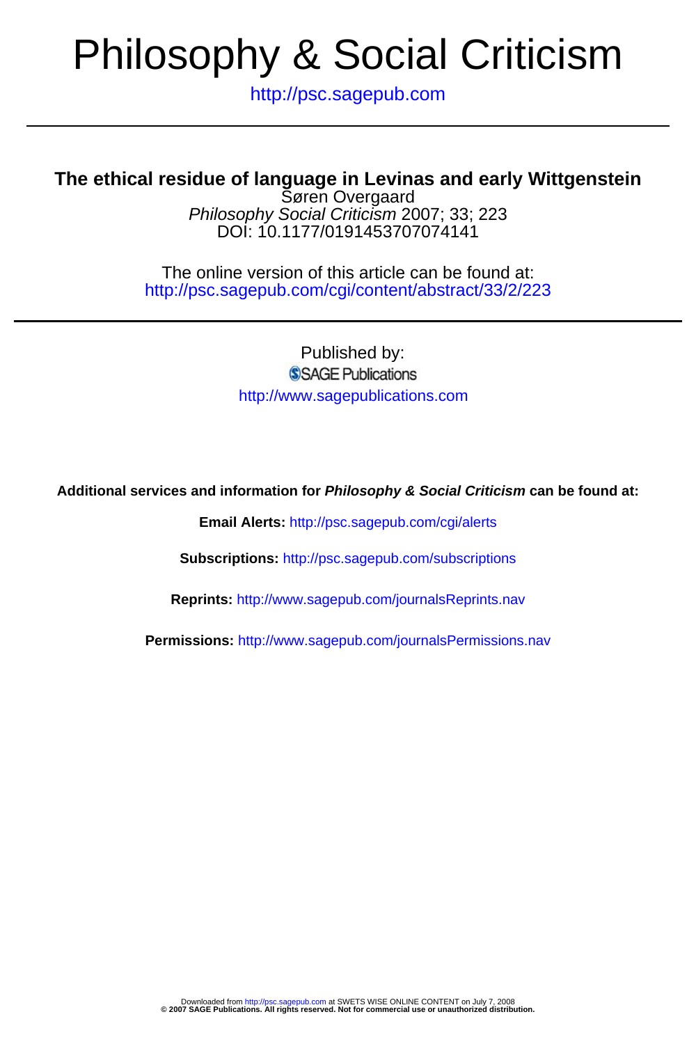# Philosophy & Social Criticism

http://psc.sagepub.com

## The ethical residue of language in Levinas and early Wittgenstein

Søren Overgaard

*Philosophy Social Criticism* 2007; 33; 223

DOI: 10.1177/0191453707074141

The online version of this article can be found at:
http://psc.sagepub.com/cgi/content/abstract/33/2/223

Published by:

SAGE Publications

http://www.sagepublications.com

**Additional services and information for *Philosophy & Social Criticism* can be found at:**

**Email Alerts:** http://psc.sagepub.com/cgi/alerts

**Subscriptions:** http://psc.sagepub.com/subscriptions

**Reprints:** http://www.sagepub.com/journalsReprints.nav

**Permissions:** http://www.sagepub.com/journalsPermissions.nav

Downloaded from http://psc.sagepub.com at SWETS WISE ONLINE CONTENT on July 7, 2008
**© 2007 SAGE Publications. All rights reserved. Not for commercial use or unauthorized distribution.**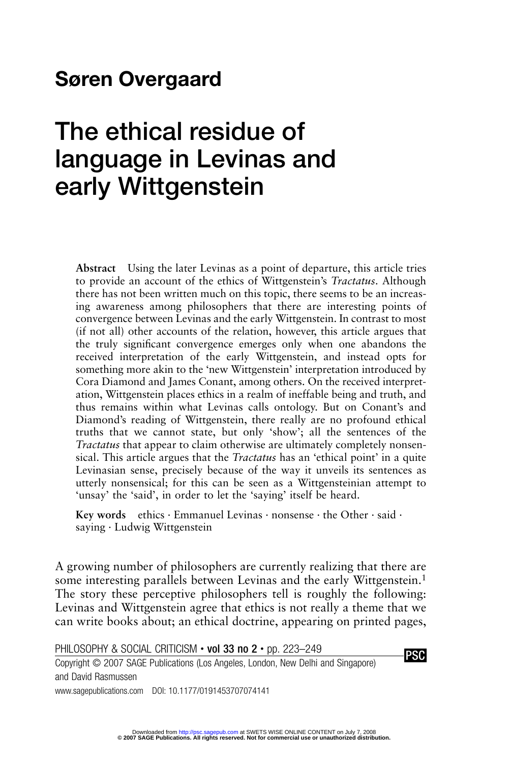# Søren Overgaard

# The ethical residue of language in Levinas and early Wittgenstein

**Abstract** Using the later Levinas as a point of departure, this article tries to provide an account of the ethics of Wittgenstein's *Tractatus*. Although there has not been written much on this topic, there seems to be an increasing awareness among philosophers that there are interesting points of convergence between Levinas and the early Wittgenstein. In contrast to most (if not all) other accounts of the relation, however, this article argues that the truly significant convergence emerges only when one abandons the received interpretation of the early Wittgenstein, and instead opts for something more akin to the 'new Wittgenstein' interpretation introduced by Cora Diamond and James Conant, among others. On the received interpretation, Wittgenstein places ethics in a realm of ineffable being and truth, and thus remains within what Levinas calls ontology. But on Conant's and Diamond's reading of Wittgenstein, there really are no profound ethical truths that we cannot state, but only 'show'; all the sentences of the *Tractatus* that appear to claim otherwise are ultimately completely nonsensical. This article argues that the *Tractatus* has an 'ethical point' in a quite Levinasian sense, precisely because of the way it unveils its sentences as utterly nonsensical; for this can be seen as a Wittgensteinian attempt to 'unsay' the 'said', in order to let the 'saying' itself be heard.

**Key words** ethics · Emmanuel Levinas · nonsense · the Other · said · saying · Ludwig Wittgenstein

A growing number of philosophers are currently realizing that there are some interesting parallels between Levinas and the early Wittgenstein.[1] The story these perceptive philosophers tell is roughly the following: Levinas and Wittgenstein agree that ethics is not really a theme that we can write books about; an ethical doctrine, appearing on printed pages,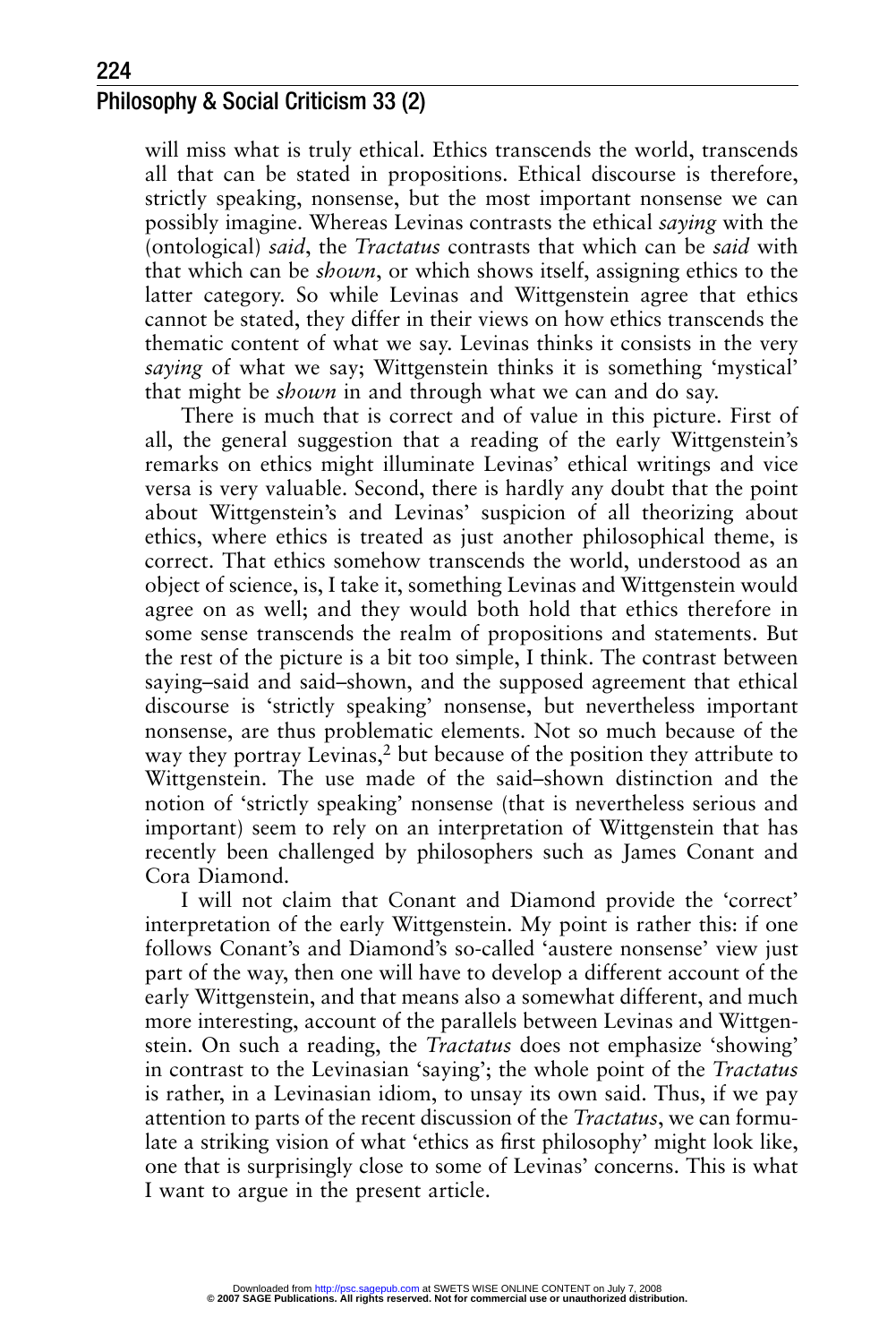will miss what is truly ethical. Ethics transcends the world, transcends all that can be stated in propositions. Ethical discourse is therefore, strictly speaking, nonsense, but the most important nonsense we can possibly imagine. Whereas Levinas contrasts the ethical *saying* with the (ontological) *said*, the *Tractatus* contrasts that which can be *said* with that which can be *shown*, or which shows itself, assigning ethics to the latter category. So while Levinas and Wittgenstein agree that ethics cannot be stated, they differ in their views on how ethics transcends the thematic content of what we say. Levinas thinks it consists in the very *saying* of what we say; Wittgenstein thinks it is something 'mystical' that might be *shown* in and through what we can and do say.

There is much that is correct and of value in this picture. First of all, the general suggestion that a reading of the early Wittgenstein's remarks on ethics might illuminate Levinas' ethical writings and vice versa is very valuable. Second, there is hardly any doubt that the point about Wittgenstein's and Levinas' suspicion of all theorizing about ethics, where ethics is treated as just another philosophical theme, is correct. That ethics somehow transcends the world, understood as an object of science, is, I take it, something Levinas and Wittgenstein would agree on as well; and they would both hold that ethics therefore in some sense transcends the realm of propositions and statements. But the rest of the picture is a bit too simple, I think. The contrast between saying–said and said–shown, and the supposed agreement that ethical discourse is 'strictly speaking' nonsense, but nevertheless important nonsense, are thus problematic elements. Not so much because of the way they portray Levinas,[2] but because of the position they attribute to Wittgenstein. The use made of the said–shown distinction and the notion of 'strictly speaking' nonsense (that is nevertheless serious and important) seem to rely on an interpretation of Wittgenstein that has recently been challenged by philosophers such as James Conant and Cora Diamond.

I will not claim that Conant and Diamond provide the 'correct' interpretation of the early Wittgenstein. My point is rather this: if one follows Conant's and Diamond's so-called 'austere nonsense' view just part of the way, then one will have to develop a different account of the early Wittgenstein, and that means also a somewhat different, and much more interesting, account of the parallels between Levinas and Wittgenstein. On such a reading, the *Tractatus* does not emphasize 'showing' in contrast to the Levinasian 'saying'; the whole point of the *Tractatus* is rather, in a Levinasian idiom, to unsay its own said. Thus, if we pay attention to parts of the recent discussion of the *Tractatus*, we can formulate a striking vision of what 'ethics as first philosophy' might look like, one that is surprisingly close to some of Levinas' concerns. This is what I want to argue in the present article.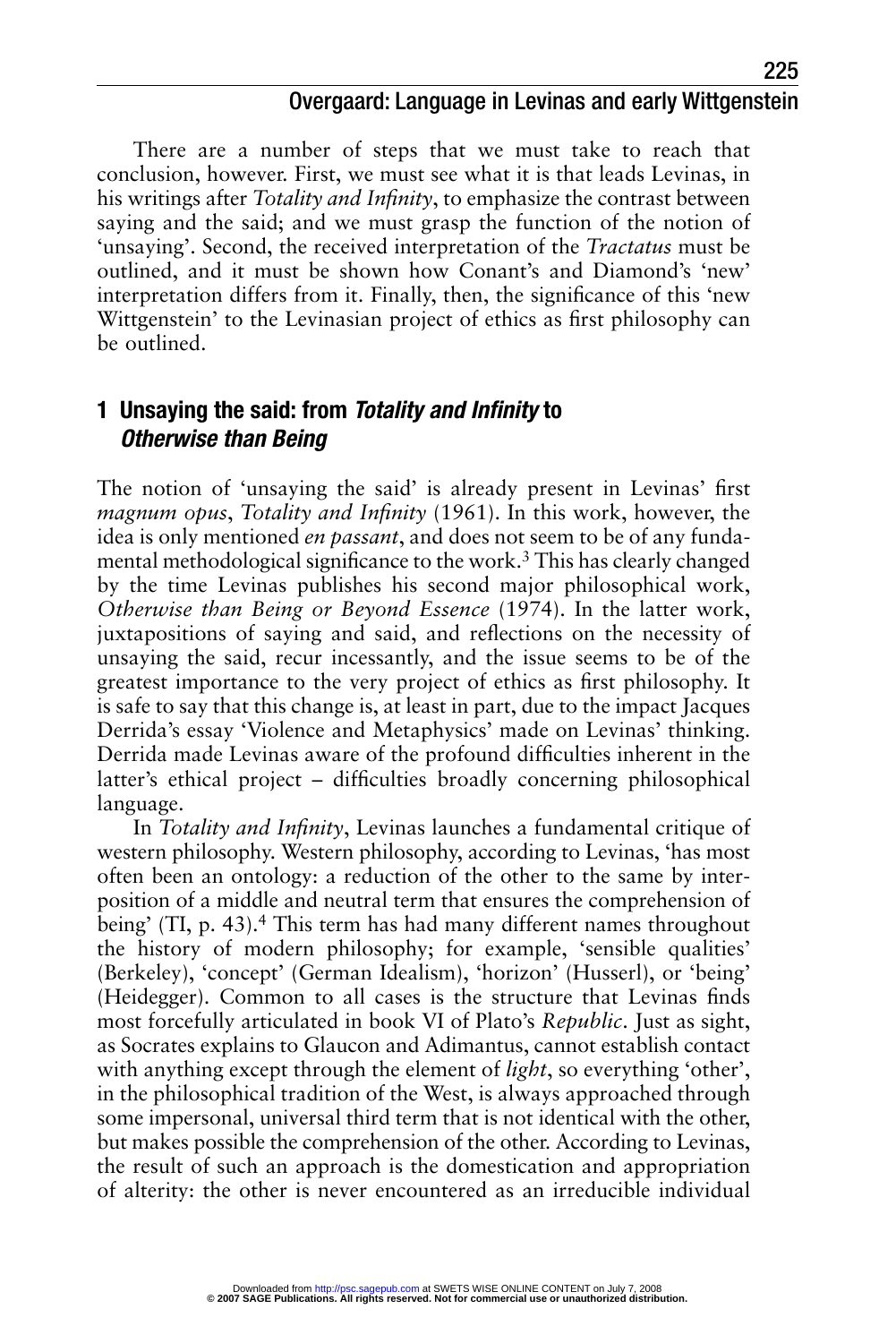There are a number of steps that we must take to reach that conclusion, however. First, we must see what it is that leads Levinas, in his writings after *Totality and Infinity*, to emphasize the contrast between saying and the said; and we must grasp the function of the notion of 'unsaying'. Second, the received interpretation of the *Tractatus* must be outlined, and it must be shown how Conant's and Diamond's 'new' interpretation differs from it. Finally, then, the significance of this 'new Wittgenstein' to the Levinasian project of ethics as first philosophy can be outlined.

## 1 Unsaying the said: from *Totality and Infinity* to *Otherwise than Being*

The notion of 'unsaying the said' is already present in Levinas' first *magnum opus*, *Totality and Infinity* (1961). In this work, however, the idea is only mentioned *en passant*, and does not seem to be of any fundamental methodological significance to the work.[3] This has clearly changed by the time Levinas publishes his second major philosophical work, *Otherwise than Being or Beyond Essence* (1974). In the latter work, juxtapositions of saying and said, and reflections on the necessity of unsaying the said, recur incessantly, and the issue seems to be of the greatest importance to the very project of ethics as first philosophy. It is safe to say that this change is, at least in part, due to the impact Jacques Derrida's essay 'Violence and Metaphysics' made on Levinas' thinking. Derrida made Levinas aware of the profound difficulties inherent in the latter's ethical project – difficulties broadly concerning philosophical language.

In *Totality and Infinity*, Levinas launches a fundamental critique of western philosophy. Western philosophy, according to Levinas, 'has most often been an ontology: a reduction of the other to the same by interposition of a middle and neutral term that ensures the comprehension of being' (TI, p. 43).[4] This term has had many different names throughout the history of modern philosophy; for example, 'sensible qualities' (Berkeley), 'concept' (German Idealism), 'horizon' (Husserl), or 'being' (Heidegger). Common to all cases is the structure that Levinas finds most forcefully articulated in book VI of Plato's *Republic*. Just as sight, as Socrates explains to Glaucon and Adimantus, cannot establish contact with anything except through the element of *light*, so everything 'other', in the philosophical tradition of the West, is always approached through some impersonal, universal third term that is not identical with the other, but makes possible the comprehension of the other. According to Levinas, the result of such an approach is the domestication and appropriation of alterity: the other is never encountered as an irreducible individual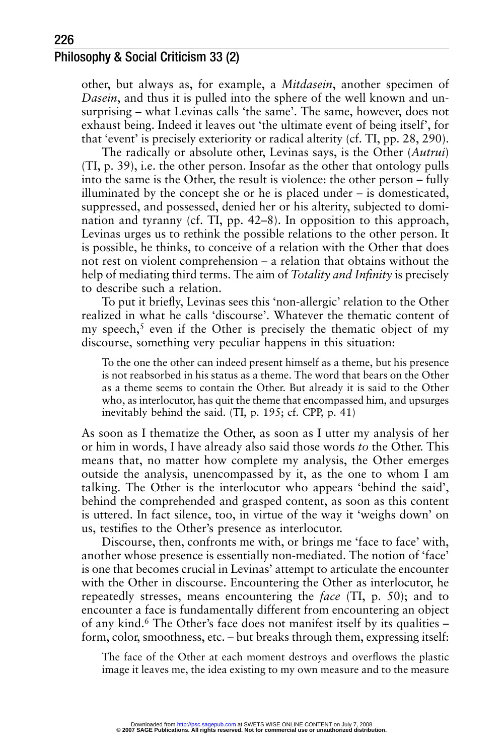other, but always as, for example, a *Mitdasein*, another specimen of *Dasein*, and thus it is pulled into the sphere of the well known and unsurprising – what Levinas calls 'the same'. The same, however, does not exhaust being. Indeed it leaves out 'the ultimate event of being itself', for that 'event' is precisely exteriority or radical alterity (cf. TI, pp. 28, 290).

The radically or absolute other, Levinas says, is the Other (*Autrui*) (TI, p. 39), i.e. the other person. Insofar as the other that ontology pulls into the same is the Other, the result is violence: the other person – fully illuminated by the concept she or he is placed under – is domesticated, suppressed, and possessed, denied her or his alterity, subjected to domination and tyranny (cf. TI, pp. 42–8). In opposition to this approach, Levinas urges us to rethink the possible relations to the other person. It is possible, he thinks, to conceive of a relation with the Other that does not rest on violent comprehension – a relation that obtains without the help of mediating third terms. The aim of *Totality and Infinity* is precisely to describe such a relation.

To put it briefly, Levinas sees this 'non-allergic' relation to the Other realized in what he calls 'discourse'. Whatever the thematic content of my speech,[5] even if the Other is precisely the thematic object of my discourse, something very peculiar happens in this situation:

> To the one the other can indeed present himself as a theme, but his presence is not reabsorbed in his status as a theme. The word that bears on the Other as a theme seems to contain the Other. But already it is said to the Other who, as interlocutor, has quit the theme that encompassed him, and upsurges inevitably behind the said. (TI, p. 195; cf. CPP, p. 41)

As soon as I thematize the Other, as soon as I utter my analysis of her or him in words, I have already also said those words *to* the Other. This means that, no matter how complete my analysis, the Other emerges outside the analysis, unencompassed by it, as the one to whom I am talking. The Other is the interlocutor who appears 'behind the said', behind the comprehended and grasped content, as soon as this content is uttered. In fact silence, too, in virtue of the way it 'weighs down' on us, testifies to the Other's presence as interlocutor.

Discourse, then, confronts me with, or brings me 'face to face' with, another whose presence is essentially non-mediated. The notion of 'face' is one that becomes crucial in Levinas' attempt to articulate the encounter with the Other in discourse. Encountering the Other as interlocutor, he repeatedly stresses, means encountering the *face* (TI, p. 50); and to encounter a face is fundamentally different from encountering an object of any kind.[6] The Other's face does not manifest itself by its qualities – form, color, smoothness, etc. – but breaks through them, expressing itself:

> The face of the Other at each moment destroys and overflows the plastic image it leaves me, the idea existing to my own measure and to the measure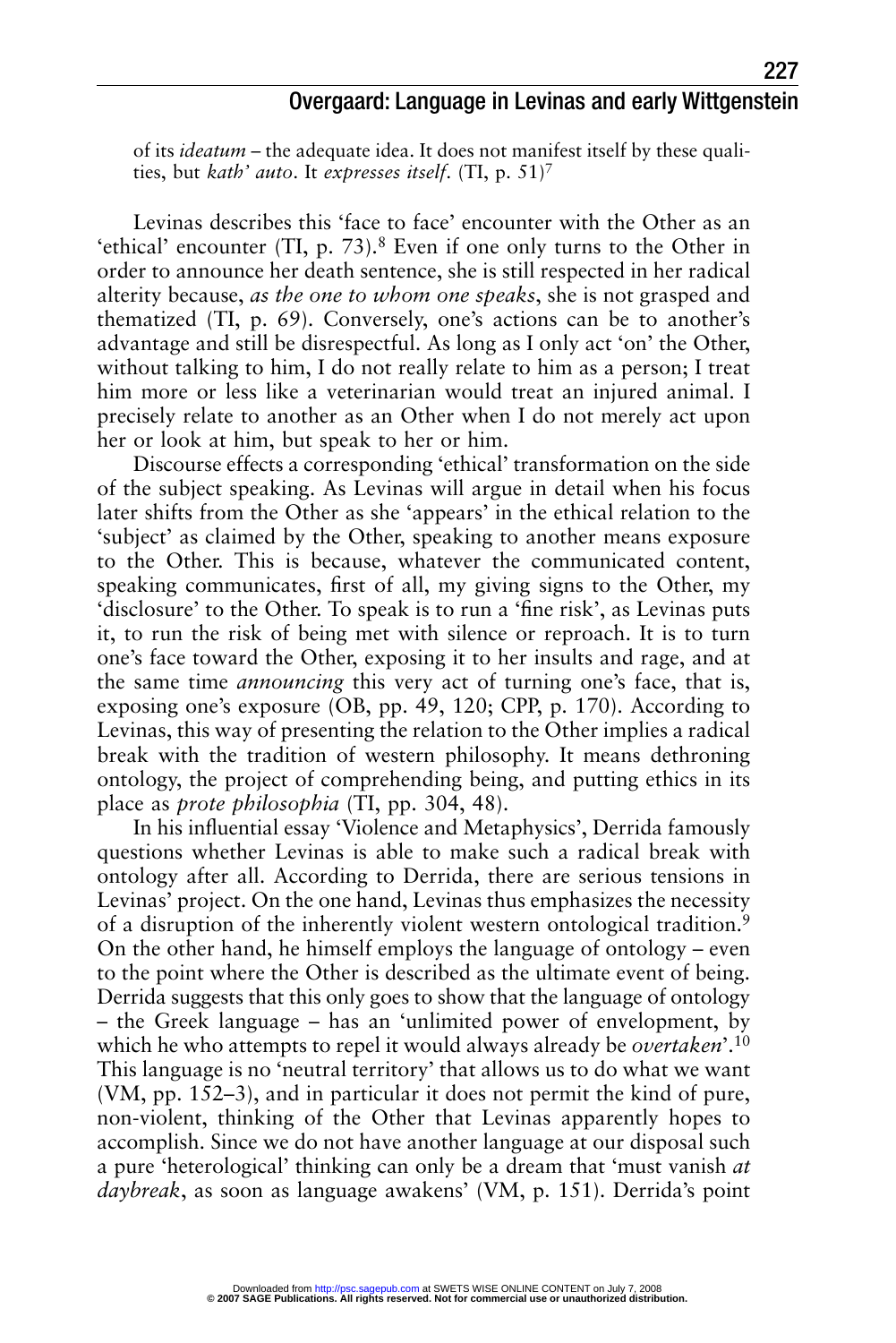of its *ideatum* – the adequate idea. It does not manifest itself by these qualities, but *kath' auto*. It *expresses itself*. (TI, p. 51)[7]

Levinas describes this 'face to face' encounter with the Other as an 'ethical' encounter (TI, p. 73).[8] Even if one only turns to the Other in order to announce her death sentence, she is still respected in her radical alterity because, *as the one to whom one speaks*, she is not grasped and thematized (TI, p. 69). Conversely, one's actions can be to another's advantage and still be disrespectful. As long as I only act 'on' the Other, without talking to him, I do not really relate to him as a person; I treat him more or less like a veterinarian would treat an injured animal. I precisely relate to another as an Other when I do not merely act upon her or look at him, but speak to her or him.

Discourse effects a corresponding 'ethical' transformation on the side of the subject speaking. As Levinas will argue in detail when his focus later shifts from the Other as she 'appears' in the ethical relation to the 'subject' as claimed by the Other, speaking to another means exposure to the Other. This is because, whatever the communicated content, speaking communicates, first of all, my giving signs to the Other, my 'disclosure' to the Other. To speak is to run a 'fine risk', as Levinas puts it, to run the risk of being met with silence or reproach. It is to turn one's face toward the Other, exposing it to her insults and rage, and at the same time *announcing* this very act of turning one's face, that is, exposing one's exposure (OB, pp. 49, 120; CPP, p. 170). According to Levinas, this way of presenting the relation to the Other implies a radical break with the tradition of western philosophy. It means dethroning ontology, the project of comprehending being, and putting ethics in its place as *prote philosophia* (TI, pp. 304, 48).

In his influential essay 'Violence and Metaphysics', Derrida famously questions whether Levinas is able to make such a radical break with ontology after all. According to Derrida, there are serious tensions in Levinas' project. On the one hand, Levinas thus emphasizes the necessity of a disruption of the inherently violent western ontological tradition.[9] On the other hand, he himself employs the language of ontology – even to the point where the Other is described as the ultimate event of being. Derrida suggests that this only goes to show that the language of ontology – the Greek language – has an 'unlimited power of envelopment, by which he who attempts to repel it would always already be *overtaken*'.[10] This language is no 'neutral territory' that allows us to do what we want (VM, pp. 152–3), and in particular it does not permit the kind of pure, non-violent, thinking of the Other that Levinas apparently hopes to accomplish. Since we do not have another language at our disposal such a pure 'heterological' thinking can only be a dream that 'must vanish *at daybreak*, as soon as language awakens' (VM, p. 151). Derrida's point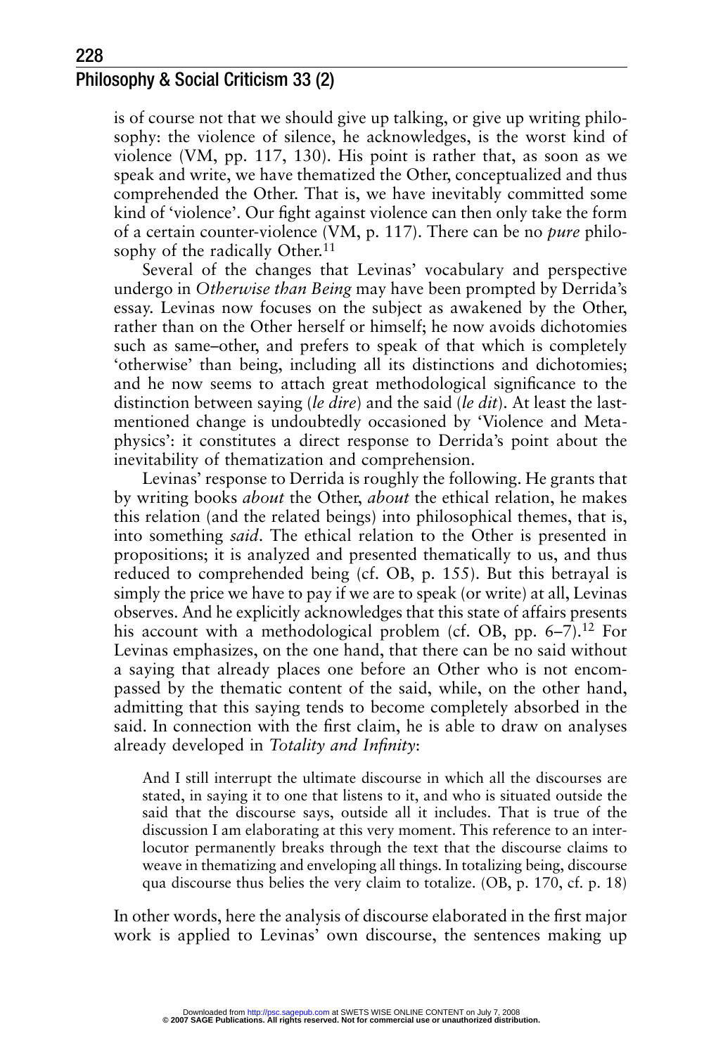is of course not that we should give up talking, or give up writing philosophy: the violence of silence, he acknowledges, is the worst kind of violence (VM, pp. 117, 130). His point is rather that, as soon as we speak and write, we have thematized the Other, conceptualized and thus comprehended the Other. That is, we have inevitably committed some kind of 'violence'. Our fight against violence can then only take the form of a certain counter-violence (VM, p. 117). There can be no *pure* philosophy of the radically Other.[11]

Several of the changes that Levinas' vocabulary and perspective undergo in *Otherwise than Being* may have been prompted by Derrida's essay. Levinas now focuses on the subject as awakened by the Other, rather than on the Other herself or himself; he now avoids dichotomies such as same–other, and prefers to speak of that which is completely 'otherwise' than being, including all its distinctions and dichotomies; and he now seems to attach great methodological significance to the distinction between saying (*le dire*) and the said (*le dit*). At least the last-mentioned change is undoubtedly occasioned by 'Violence and Metaphysics': it constitutes a direct response to Derrida's point about the inevitability of thematization and comprehension.

Levinas' response to Derrida is roughly the following. He grants that by writing books *about* the Other, *about* the ethical relation, he makes this relation (and the related beings) into philosophical themes, that is, into something *said*. The ethical relation to the Other is presented in propositions; it is analyzed and presented thematically to us, and thus reduced to comprehended being (cf. OB, p. 155). But this betrayal is simply the price we have to pay if we are to speak (or write) at all, Levinas observes. And he explicitly acknowledges that this state of affairs presents his account with a methodological problem (cf. OB, pp. 6–7).[12] For Levinas emphasizes, on the one hand, that there can be no said without a saying that already places one before an Other who is not encompassed by the thematic content of the said, while, on the other hand, admitting that this saying tends to become completely absorbed in the said. In connection with the first claim, he is able to draw on analyses already developed in *Totality and Infinity*:

> And I still interrupt the ultimate discourse in which all the discourses are stated, in saying it to one that listens to it, and who is situated outside the said that the discourse says, outside all it includes. That is true of the discussion I am elaborating at this very moment. This reference to an interlocutor permanently breaks through the text that the discourse claims to weave in thematizing and enveloping all things. In totalizing being, discourse qua discourse thus belies the very claim to totalize. (OB, p. 170, cf. p. 18)

In other words, here the analysis of discourse elaborated in the first major work is applied to Levinas' own discourse, the sentences making up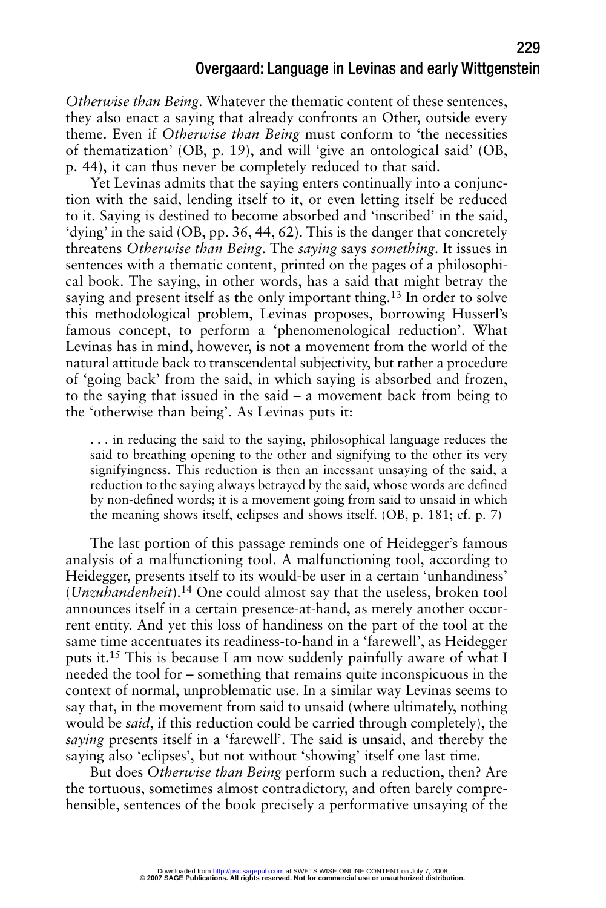*Otherwise than Being*. Whatever the thematic content of these sentences, they also enact a saying that already confronts an Other, outside every theme. Even if *Otherwise than Being* must conform to 'the necessities of thematization' (OB, p. 19), and will 'give an ontological said' (OB, p. 44), it can thus never be completely reduced to that said.

Yet Levinas admits that the saying enters continually into a conjunction with the said, lending itself to it, or even letting itself be reduced to it. Saying is destined to become absorbed and 'inscribed' in the said, 'dying' in the said (OB, pp. 36, 44, 62). This is the danger that concretely threatens *Otherwise than Being*. The *saying* says *something*. It issues in sentences with a thematic content, printed on the pages of a philosophical book. The saying, in other words, has a said that might betray the saying and present itself as the only important thing.[13] In order to solve this methodological problem, Levinas proposes, borrowing Husserl's famous concept, to perform a 'phenomenological reduction'. What Levinas has in mind, however, is not a movement from the world of the natural attitude back to transcendental subjectivity, but rather a procedure of 'going back' from the said, in which saying is absorbed and frozen, to the saying that issued in the said – a movement back from being to the 'otherwise than being'. As Levinas puts it:

> . . . in reducing the said to the saying, philosophical language reduces the said to breathing opening to the other and signifying to the other its very signifyingness. This reduction is then an incessant unsaying of the said, a reduction to the saying always betrayed by the said, whose words are defined by non-defined words; it is a movement going from said to unsaid in which the meaning shows itself, eclipses and shows itself. (OB, p. 181; cf. p. 7)

The last portion of this passage reminds one of Heidegger's famous analysis of a malfunctioning tool. A malfunctioning tool, according to Heidegger, presents itself to its would-be user in a certain 'unhandiness' (*Unzuhandenheit*).[14] One could almost say that the useless, broken tool announces itself in a certain presence-at-hand, as merely another occurrent entity. And yet this loss of handiness on the part of the tool at the same time accentuates its readiness-to-hand in a 'farewell', as Heidegger puts it.[15] This is because I am now suddenly painfully aware of what I needed the tool for – something that remains quite inconspicuous in the context of normal, unproblematic use. In a similar way Levinas seems to say that, in the movement from said to unsaid (where ultimately, nothing would be *said*, if this reduction could be carried through completely), the *saying* presents itself in a 'farewell'. The said is unsaid, and thereby the saying also 'eclipses', but not without 'showing' itself one last time.

But does *Otherwise than Being* perform such a reduction, then? Are the tortuous, sometimes almost contradictory, and often barely comprehensible, sentences of the book precisely a performative unsaying of the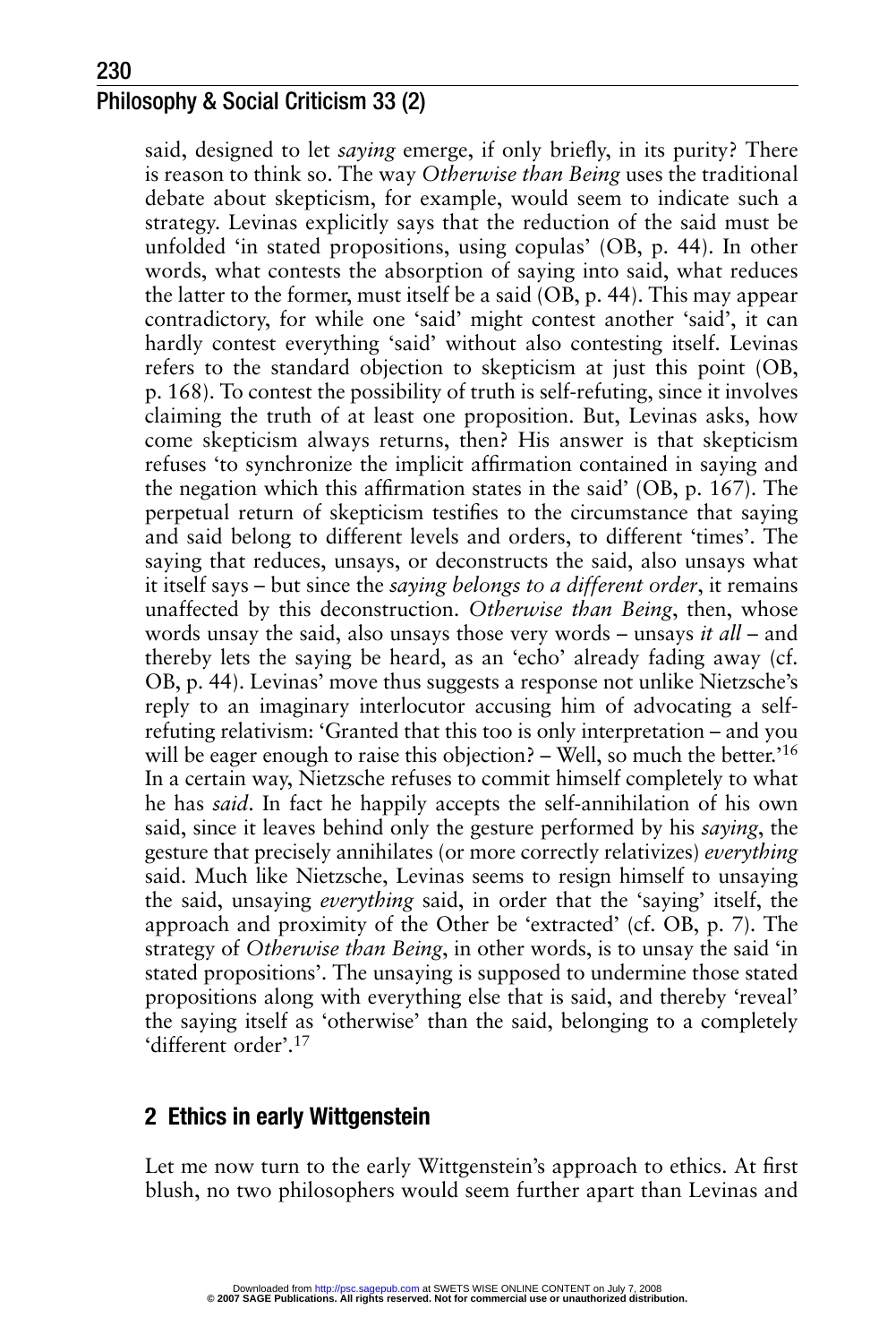said, designed to let *saying* emerge, if only briefly, in its purity? There is reason to think so. The way *Otherwise than Being* uses the traditional debate about skepticism, for example, would seem to indicate such a strategy. Levinas explicitly says that the reduction of the said must be unfolded 'in stated propositions, using copulas' (OB, p. 44). In other words, what contests the absorption of saying into said, what reduces the latter to the former, must itself be a said (OB, p. 44). This may appear contradictory, for while one 'said' might contest another 'said', it can hardly contest everything 'said' without also contesting itself. Levinas refers to the standard objection to skepticism at just this point (OB, p. 168). To contest the possibility of truth is self-refuting, since it involves claiming the truth of at least one proposition. But, Levinas asks, how come skepticism always returns, then? His answer is that skepticism refuses 'to synchronize the implicit affirmation contained in saying and the negation which this affirmation states in the said' (OB, p. 167). The perpetual return of skepticism testifies to the circumstance that saying and said belong to different levels and orders, to different 'times'. The saying that reduces, unsays, or deconstructs the said, also unsays what it itself says – but since the *saying belongs to a different order*, it remains unaffected by this deconstruction. *Otherwise than Being*, then, whose words unsay the said, also unsays those very words – unsays *it all* – and thereby lets the saying be heard, as an 'echo' already fading away (cf. OB, p. 44). Levinas' move thus suggests a response not unlike Nietzsche's reply to an imaginary interlocutor accusing him of advocating a self-refuting relativism: 'Granted that this too is only interpretation – and you will be eager enough to raise this objection? – Well, so much the better.'[16] In a certain way, Nietzsche refuses to commit himself completely to what he has *said*. In fact he happily accepts the self-annihilation of his own said, since it leaves behind only the gesture performed by his *saying*, the gesture that precisely annihilates (or more correctly relativizes) *everything* said. Much like Nietzsche, Levinas seems to resign himself to unsaying the said, unsaying *everything* said, in order that the 'saying' itself, the approach and proximity of the Other be 'extracted' (cf. OB, p. 7). The strategy of *Otherwise than Being*, in other words, is to unsay the said 'in stated propositions'. The unsaying is supposed to undermine those stated propositions along with everything else that is said, and thereby 'reveal' the saying itself as 'otherwise' than the said, belonging to a completely 'different order'.[17]

## 2 Ethics in early Wittgenstein

Let me now turn to the early Wittgenstein's approach to ethics. At first blush, no two philosophers would seem further apart than Levinas and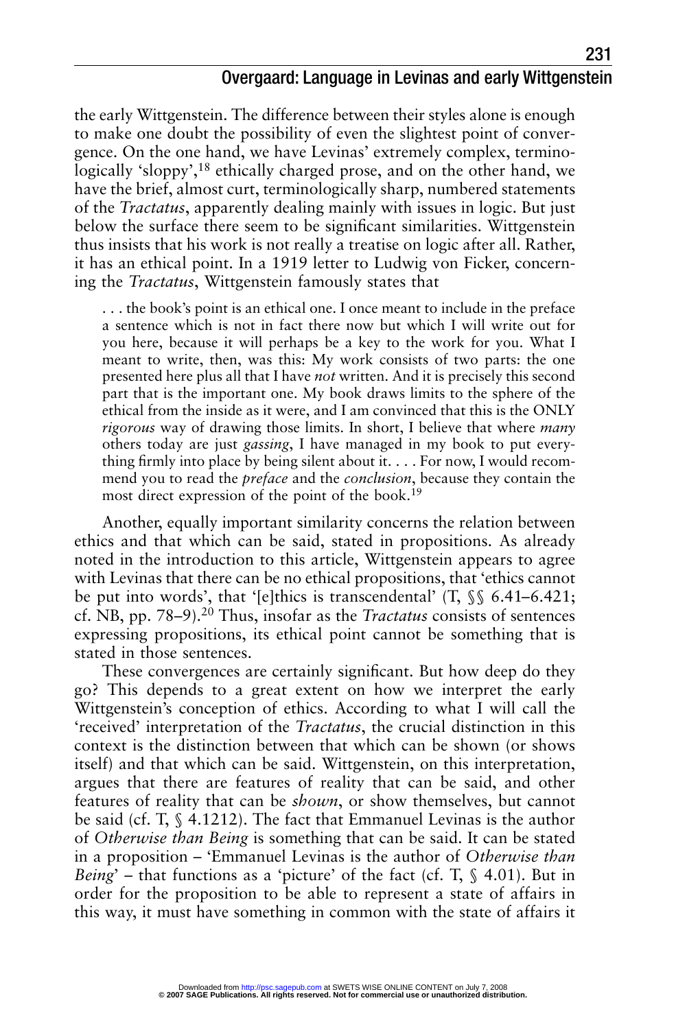the early Wittgenstein. The difference between their styles alone is enough to make one doubt the possibility of even the slightest point of convergence. On the one hand, we have Levinas' extremely complex, terminologically 'sloppy',[18] ethically charged prose, and on the other hand, we have the brief, almost curt, terminologically sharp, numbered statements of the *Tractatus*, apparently dealing mainly with issues in logic. But just below the surface there seem to be significant similarities. Wittgenstein thus insists that his work is not really a treatise on logic after all. Rather, it has an ethical point. In a 1919 letter to Ludwig von Ficker, concerning the *Tractatus*, Wittgenstein famously states that

> . . . the book's point is an ethical one. I once meant to include in the preface a sentence which is not in fact there now but which I will write out for you here, because it will perhaps be a key to the work for you. What I meant to write, then, was this: My work consists of two parts: the one presented here plus all that I have *not* written. And it is precisely this second part that is the important one. My book draws limits to the sphere of the ethical from the inside as it were, and I am convinced that this is the ONLY *rigorous* way of drawing those limits. In short, I believe that where *many* others today are just *gassing*, I have managed in my book to put everything firmly into place by being silent about it. . . . For now, I would recommend you to read the *preface* and the *conclusion*, because they contain the most direct expression of the point of the book.[19]

Another, equally important similarity concerns the relation between ethics and that which can be said, stated in propositions. As already noted in the introduction to this article, Wittgenstein appears to agree with Levinas that there can be no ethical propositions, that 'ethics cannot be put into words', that '[e]thics is transcendental' (T, §§ 6.41–6.421; cf. NB, pp. 78–9).[20] Thus, insofar as the *Tractatus* consists of sentences expressing propositions, its ethical point cannot be something that is stated in those sentences.

These convergences are certainly significant. But how deep do they go? This depends to a great extent on how we interpret the early Wittgenstein's conception of ethics. According to what I will call the 'received' interpretation of the *Tractatus*, the crucial distinction in this context is the distinction between that which can be shown (or shows itself) and that which can be said. Wittgenstein, on this interpretation, argues that there are features of reality that can be said, and other features of reality that can be *shown*, or show themselves, but cannot be said (cf. T, § 4.1212). The fact that Emmanuel Levinas is the author of *Otherwise than Being* is something that can be said. It can be stated in a proposition – 'Emmanuel Levinas is the author of *Otherwise than Being*' – that functions as a 'picture' of the fact (cf. T, § 4.01). But in order for the proposition to be able to represent a state of affairs in this way, it must have something in common with the state of affairs it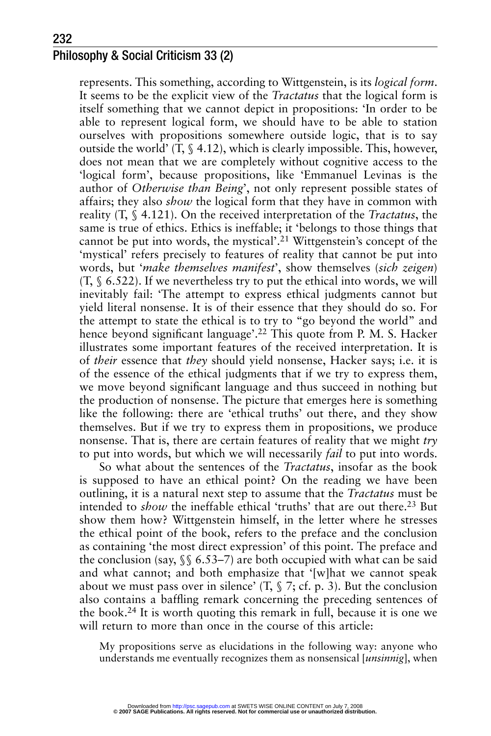represents. This something, according to Wittgenstein, is its *logical form*. It seems to be the explicit view of the *Tractatus* that the logical form is itself something that we cannot depict in propositions: 'In order to be able to represent logical form, we should have to be able to station ourselves with propositions somewhere outside logic, that is to say outside the world' (T, § 4.12), which is clearly impossible. This, however, does not mean that we are completely without cognitive access to the 'logical form', because propositions, like 'Emmanuel Levinas is the author of *Otherwise than Being*', not only represent possible states of affairs; they also *show* the logical form that they have in common with reality (T, § 4.121). On the received interpretation of the *Tractatus*, the same is true of ethics. Ethics is ineffable; it 'belongs to those things that cannot be put into words, the mystical'.[21] Wittgenstein's concept of the 'mystical' refers precisely to features of reality that cannot be put into words, but '*make themselves manifest*', show themselves (*sich zeigen*) (T, § 6.522). If we nevertheless try to put the ethical into words, we will inevitably fail: 'The attempt to express ethical judgments cannot but yield literal nonsense. It is of their essence that they should do so. For the attempt to state the ethical is to try to "go beyond the world" and hence beyond significant language'.[22] This quote from P. M. S. Hacker illustrates some important features of the received interpretation. It is of *their* essence that *they* should yield nonsense, Hacker says; i.e. it is of the essence of the ethical judgments that if we try to express them, we move beyond significant language and thus succeed in nothing but the production of nonsense. The picture that emerges here is something like the following: there are 'ethical truths' out there, and they show themselves. But if we try to express them in propositions, we produce nonsense. That is, there are certain features of reality that we might *try* to put into words, but which we will necessarily *fail* to put into words.

So what about the sentences of the *Tractatus*, insofar as the book is supposed to have an ethical point? On the reading we have been outlining, it is a natural next step to assume that the *Tractatus* must be intended to *show* the ineffable ethical 'truths' that are out there.[23] But show them how? Wittgenstein himself, in the letter where he stresses the ethical point of the book, refers to the preface and the conclusion as containing 'the most direct expression' of this point. The preface and the conclusion (say, §§ 6.53–7) are both occupied with what can be said and what cannot; and both emphasize that '[w]hat we cannot speak about we must pass over in silence' (T, § 7; cf. p. 3). But the conclusion also contains a baffling remark concerning the preceding sentences of the book.[24] It is worth quoting this remark in full, because it is one we will return to more than once in the course of this article:

> My propositions serve as elucidations in the following way: anyone who understands me eventually recognizes them as nonsensical [*unsinnig*], when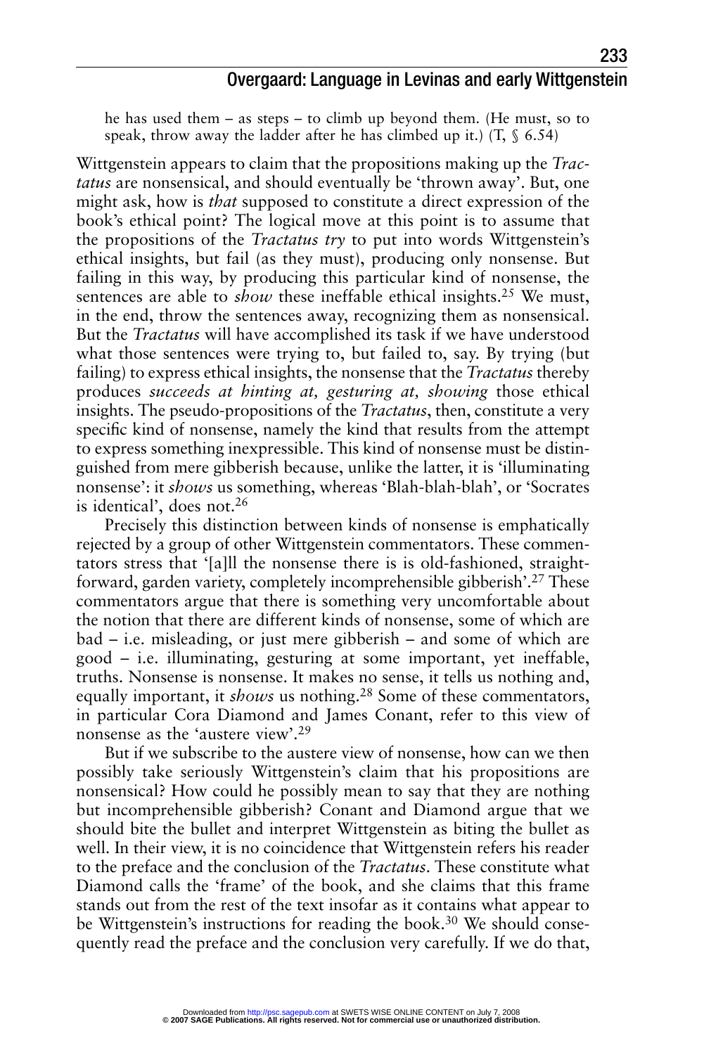he has used them – as steps – to climb up beyond them. (He must, so to speak, throw away the ladder after he has climbed up it.) (T, § 6.54)

Wittgenstein appears to claim that the propositions making up the *Tractatus* are nonsensical, and should eventually be 'thrown away'. But, one might ask, how is *that* supposed to constitute a direct expression of the book's ethical point? The logical move at this point is to assume that the propositions of the *Tractatus try* to put into words Wittgenstein's ethical insights, but fail (as they must), producing only nonsense. But failing in this way, by producing this particular kind of nonsense, the sentences are able to *show* these ineffable ethical insights.[25] We must, in the end, throw the sentences away, recognizing them as nonsensical. But the *Tractatus* will have accomplished its task if we have understood what those sentences were trying to, but failed to, say. By trying (but failing) to express ethical insights, the nonsense that the *Tractatus* thereby produces *succeeds at hinting at, gesturing at, showing* those ethical insights. The pseudo-propositions of the *Tractatus*, then, constitute a very specific kind of nonsense, namely the kind that results from the attempt to express something inexpressible. This kind of nonsense must be distinguished from mere gibberish because, unlike the latter, it is 'illuminating nonsense': it *shows* us something, whereas 'Blah-blah-blah', or 'Socrates is identical', does not.[26]

Precisely this distinction between kinds of nonsense is emphatically rejected by a group of other Wittgenstein commentators. These commentators stress that '[a]ll the nonsense there is is old-fashioned, straightforward, garden variety, completely incomprehensible gibberish'.[27] These commentators argue that there is something very uncomfortable about the notion that there are different kinds of nonsense, some of which are bad – i.e. misleading, or just mere gibberish – and some of which are good – i.e. illuminating, gesturing at some important, yet ineffable, truths. Nonsense is nonsense. It makes no sense, it tells us nothing and, equally important, it *shows* us nothing.[28] Some of these commentators, in particular Cora Diamond and James Conant, refer to this view of nonsense as the 'austere view'.[29]

But if we subscribe to the austere view of nonsense, how can we then possibly take seriously Wittgenstein's claim that his propositions are nonsensical? How could he possibly mean to say that they are nothing but incomprehensible gibberish? Conant and Diamond argue that we should bite the bullet and interpret Wittgenstein as biting the bullet as well. In their view, it is no coincidence that Wittgenstein refers his reader to the preface and the conclusion of the *Tractatus*. These constitute what Diamond calls the 'frame' of the book, and she claims that this frame stands out from the rest of the text insofar as it contains what appear to be Wittgenstein's instructions for reading the book.[30] We should consequently read the preface and the conclusion very carefully. If we do that,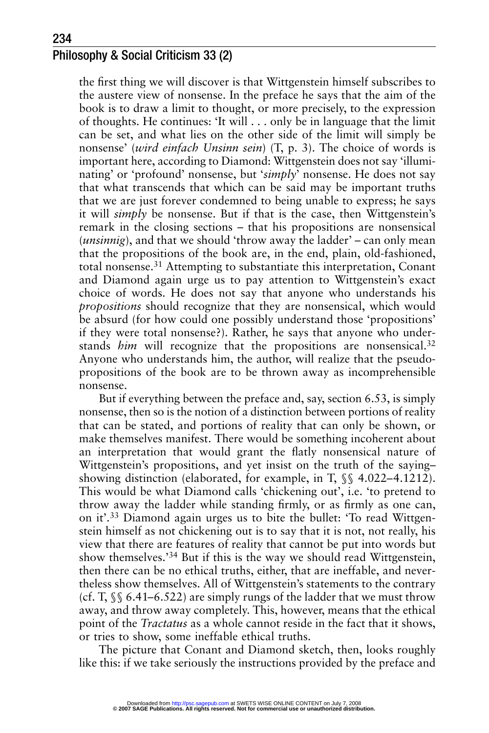the first thing we will discover is that Wittgenstein himself subscribes to the austere view of nonsense. In the preface he says that the aim of the book is to draw a limit to thought, or more precisely, to the expression of thoughts. He continues: 'It will . . . only be in language that the limit can be set, and what lies on the other side of the limit will simply be nonsense' (*wird einfach Unsinn sein*) (T, p. 3). The choice of words is important here, according to Diamond: Wittgenstein does not say 'illuminating' or 'profound' nonsense, but '*simply*' nonsense. He does not say that what transcends that which can be said may be important truths that we are just forever condemned to being unable to express; he says it will *simply* be nonsense. But if that is the case, then Wittgenstein's remark in the closing sections – that his propositions are nonsensical (*unsinnig*), and that we should 'throw away the ladder' – can only mean that the propositions of the book are, in the end, plain, old-fashioned, total nonsense.[31] Attempting to substantiate this interpretation, Conant and Diamond again urge us to pay attention to Wittgenstein's exact choice of words. He does not say that anyone who understands his *propositions* should recognize that they are nonsensical, which would be absurd (for how could one possibly understand those 'propositions' if they were total nonsense?). Rather, he says that anyone who understands *him* will recognize that the propositions are nonsensical.[32] Anyone who understands him, the author, will realize that the pseudo-propositions of the book are to be thrown away as incomprehensible nonsense.

But if everything between the preface and, say, section 6.53, is simply nonsense, then so is the notion of a distinction between portions of reality that can be stated, and portions of reality that can only be shown, or make themselves manifest. There would be something incoherent about an interpretation that would grant the flatly nonsensical nature of Wittgenstein's propositions, and yet insist on the truth of the saying–showing distinction (elaborated, for example, in T, §§ 4.022–4.1212). This would be what Diamond calls 'chickening out', i.e. 'to pretend to throw away the ladder while standing firmly, or as firmly as one can, on it'.[33] Diamond again urges us to bite the bullet: 'To read Wittgenstein himself as not chickening out is to say that it is not, not really, his view that there are features of reality that cannot be put into words but show themselves.'[34] But if this is the way we should read Wittgenstein, then there can be no ethical truths, either, that are ineffable, and nevertheless show themselves. All of Wittgenstein's statements to the contrary (cf. T, §§ 6.41–6.522) are simply rungs of the ladder that we must throw away, and throw away completely. This, however, means that the ethical point of the *Tractatus* as a whole cannot reside in the fact that it shows, or tries to show, some ineffable ethical truths.

The picture that Conant and Diamond sketch, then, looks roughly like this: if we take seriously the instructions provided by the preface and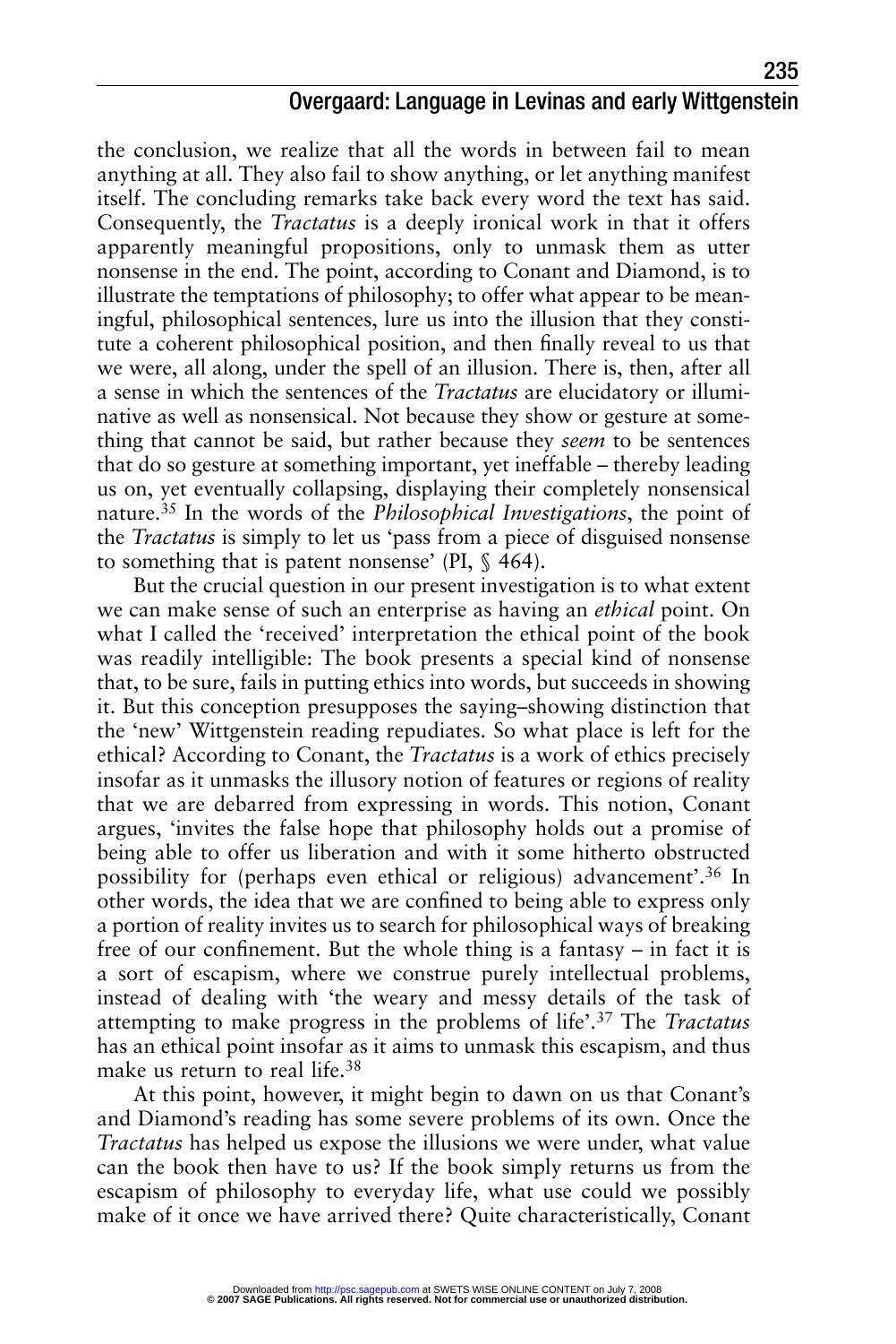the conclusion, we realize that all the words in between fail to mean anything at all. They also fail to show anything, or let anything manifest itself. The concluding remarks take back every word the text has said. Consequently, the *Tractatus* is a deeply ironical work in that it offers apparently meaningful propositions, only to unmask them as utter nonsense in the end. The point, according to Conant and Diamond, is to illustrate the temptations of philosophy; to offer what appear to be meaningful, philosophical sentences, lure us into the illusion that they constitute a coherent philosophical position, and then finally reveal to us that we were, all along, under the spell of an illusion. There is, then, after all a sense in which the sentences of the *Tractatus* are elucidatory or illuminative as well as nonsensical. Not because they show or gesture at something that cannot be said, but rather because they *seem* to be sentences that do so gesture at something important, yet ineffable – thereby leading us on, yet eventually collapsing, displaying their completely nonsensical nature.[35] In the words of the *Philosophical Investigations*, the point of the *Tractatus* is simply to let us 'pass from a piece of disguised nonsense to something that is patent nonsense' (PI, § 464).

But the crucial question in our present investigation is to what extent we can make sense of such an enterprise as having an *ethical* point. On what I called the 'received' interpretation the ethical point of the book was readily intelligible: The book presents a special kind of nonsense that, to be sure, fails in putting ethics into words, but succeeds in showing it. But this conception presupposes the saying–showing distinction that the 'new' Wittgenstein reading repudiates. So what place is left for the ethical? According to Conant, the *Tractatus* is a work of ethics precisely insofar as it unmasks the illusory notion of features or regions of reality that we are debarred from expressing in words. This notion, Conant argues, 'invites the false hope that philosophy holds out a promise of being able to offer us liberation and with it some hitherto obstructed possibility for (perhaps even ethical or religious) advancement'.[36] In other words, the idea that we are confined to being able to express only a portion of reality invites us to search for philosophical ways of breaking free of our confinement. But the whole thing is a fantasy – in fact it is a sort of escapism, where we construe purely intellectual problems, instead of dealing with 'the weary and messy details of the task of attempting to make progress in the problems of life'.[37] The *Tractatus* has an ethical point insofar as it aims to unmask this escapism, and thus make us return to real life.[38]

At this point, however, it might begin to dawn on us that Conant's and Diamond's reading has some severe problems of its own. Once the *Tractatus* has helped us expose the illusions we were under, what value can the book then have to us? If the book simply returns us from the escapism of philosophy to everyday life, what use could we possibly make of it once we have arrived there? Quite characteristically, Conant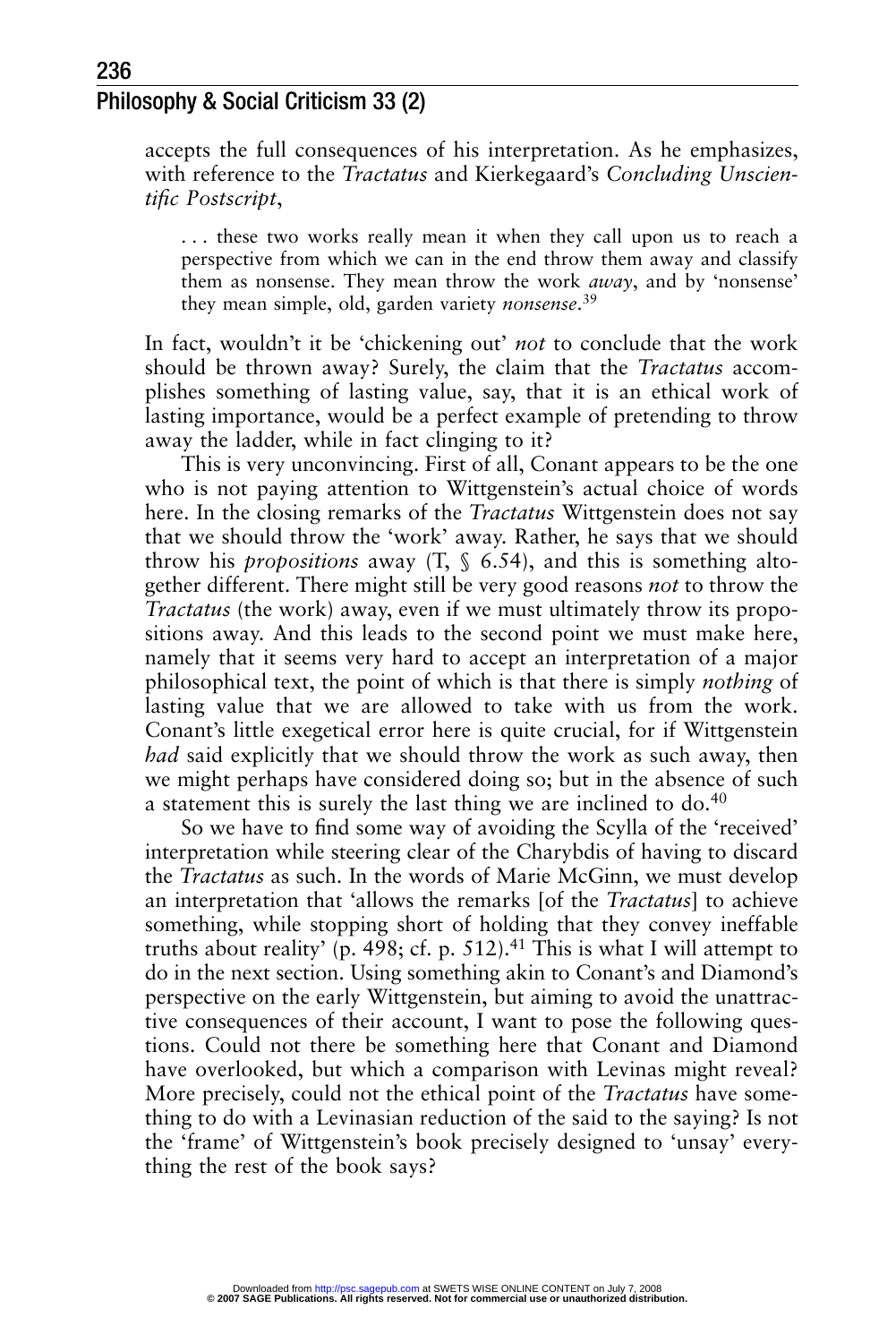accepts the full consequences of his interpretation. As he emphasizes, with reference to the *Tractatus* and Kierkegaard's *Concluding Unscientific Postscript*,

> . . . these two works really mean it when they call upon us to reach a perspective from which we can in the end throw them away and classify them as nonsense. They mean throw the work *away*, and by 'nonsense' they mean simple, old, garden variety *nonsense*.[39]

In fact, wouldn't it be 'chickening out' *not* to conclude that the work should be thrown away? Surely, the claim that the *Tractatus* accomplishes something of lasting value, say, that it is an ethical work of lasting importance, would be a perfect example of pretending to throw away the ladder, while in fact clinging to it?

This is very unconvincing. First of all, Conant appears to be the one who is not paying attention to Wittgenstein's actual choice of words here. In the closing remarks of the *Tractatus* Wittgenstein does not say that we should throw the 'work' away. Rather, he says that we should throw his *propositions* away (T, § 6.54), and this is something altogether different. There might still be very good reasons *not* to throw the *Tractatus* (the work) away, even if we must ultimately throw its propositions away. And this leads to the second point we must make here, namely that it seems very hard to accept an interpretation of a major philosophical text, the point of which is that there is simply *nothing* of lasting value that we are allowed to take with us from the work. Conant's little exegetical error here is quite crucial, for if Wittgenstein *had* said explicitly that we should throw the work as such away, then we might perhaps have considered doing so; but in the absence of such a statement this is surely the last thing we are inclined to do.[40]

So we have to find some way of avoiding the Scylla of the 'received' interpretation while steering clear of the Charybdis of having to discard the *Tractatus* as such. In the words of Marie McGinn, we must develop an interpretation that 'allows the remarks [of the *Tractatus*] to achieve something, while stopping short of holding that they convey ineffable truths about reality' (p. 498; cf. p. 512).[41] This is what I will attempt to do in the next section. Using something akin to Conant's and Diamond's perspective on the early Wittgenstein, but aiming to avoid the unattractive consequences of their account, I want to pose the following questions. Could not there be something here that Conant and Diamond have overlooked, but which a comparison with Levinas might reveal? More precisely, could not the ethical point of the *Tractatus* have something to do with a Levinasian reduction of the said to the saying? Is not the 'frame' of Wittgenstein's book precisely designed to 'unsay' everything the rest of the book says?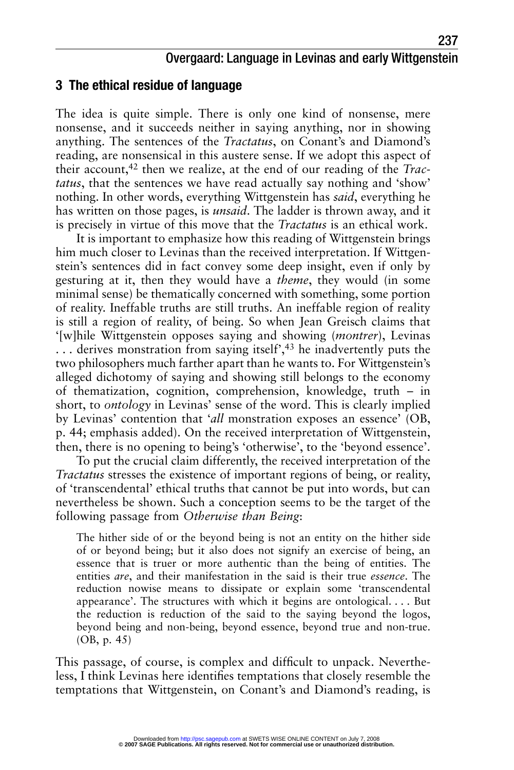## 3 The ethical residue of language

The idea is quite simple. There is only one kind of nonsense, mere nonsense, and it succeeds neither in saying anything, nor in showing anything. The sentences of the *Tractatus*, on Conant's and Diamond's reading, are nonsensical in this austere sense. If we adopt this aspect of their account,[42] then we realize, at the end of our reading of the *Tractatus*, that the sentences we have read actually say nothing and 'show' nothing. In other words, everything Wittgenstein has *said*, everything he has written on those pages, is *unsaid*. The ladder is thrown away, and it is precisely in virtue of this move that the *Tractatus* is an ethical work.

It is important to emphasize how this reading of Wittgenstein brings him much closer to Levinas than the received interpretation. If Wittgenstein's sentences did in fact convey some deep insight, even if only by gesturing at it, then they would have a *theme*, they would (in some minimal sense) be thematically concerned with something, some portion of reality. Ineffable truths are still truths. An ineffable region of reality is still a region of reality, of being. So when Jean Greisch claims that '[w]hile Wittgenstein opposes saying and showing (*montrer*), Levinas . . . derives monstration from saying itself',[43] he inadvertently puts the two philosophers much farther apart than he wants to. For Wittgenstein's alleged dichotomy of saying and showing still belongs to the economy of thematization, cognition, comprehension, knowledge, truth – in short, to *ontology* in Levinas' sense of the word. This is clearly implied by Levinas' contention that '*all* monstration exposes an essence' (OB, p. 44; emphasis added). On the received interpretation of Wittgenstein, then, there is no opening to being's 'otherwise', to the 'beyond essence'.

To put the crucial claim differently, the received interpretation of the *Tractatus* stresses the existence of important regions of being, or reality, of 'transcendental' ethical truths that cannot be put into words, but can nevertheless be shown. Such a conception seems to be the target of the following passage from *Otherwise than Being*:

> The hither side of or the beyond being is not an entity on the hither side of or beyond being; but it also does not signify an exercise of being, an essence that is truer or more authentic than the being of entities. The entities *are*, and their manifestation in the said is their true *essence*. The reduction nowise means to dissipate or explain some 'transcendental appearance'. The structures with which it begins are ontological. . . . But the reduction is reduction of the said to the saying beyond the logos, beyond being and non-being, beyond essence, beyond true and non-true. (OB, p. 45)

This passage, of course, is complex and difficult to unpack. Nevertheless, I think Levinas here identifies temptations that closely resemble the temptations that Wittgenstein, on Conant's and Diamond's reading, is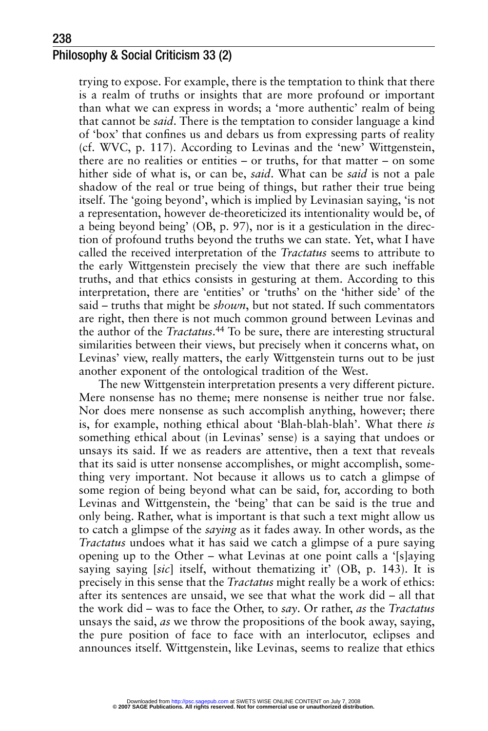trying to expose. For example, there is the temptation to think that there is a realm of truths or insights that are more profound or important than what we can express in words; a 'more authentic' realm of being that cannot be *said*. There is the temptation to consider language a kind of 'box' that confines us and debars us from expressing parts of reality (cf. WVC, p. 117). According to Levinas and the 'new' Wittgenstein, there are no realities or entities – or truths, for that matter – on some hither side of what is, or can be, *said*. What can be *said* is not a pale shadow of the real or true being of things, but rather their true being itself. The 'going beyond', which is implied by Levinasian saying, 'is not a representation, however de-theoreticized its intentionality would be, of a being beyond being' (OB, p. 97), nor is it a gesticulation in the direction of profound truths beyond the truths we can state. Yet, what I have called the received interpretation of the *Tractatus* seems to attribute to the early Wittgenstein precisely the view that there are such ineffable truths, and that ethics consists in gesturing at them. According to this interpretation, there are 'entities' or 'truths' on the 'hither side' of the said – truths that might be *shown*, but not stated. If such commentators are right, then there is not much common ground between Levinas and the author of the *Tractatus*.[44] To be sure, there are interesting structural similarities between their views, but precisely when it concerns what, on Levinas' view, really matters, the early Wittgenstein turns out to be just another exponent of the ontological tradition of the West.

The new Wittgenstein interpretation presents a very different picture. Mere nonsense has no theme; mere nonsense is neither true nor false. Nor does mere nonsense as such accomplish anything, however; there is, for example, nothing ethical about 'Blah-blah-blah'. What there *is* something ethical about (in Levinas' sense) is a saying that undoes or unsays its said. If we as readers are attentive, then a text that reveals that its said is utter nonsense accomplishes, or might accomplish, something very important. Not because it allows us to catch a glimpse of some region of being beyond what can be said, for, according to both Levinas and Wittgenstein, the 'being' that can be said is the true and only being. Rather, what is important is that such a text might allow us to catch a glimpse of the *saying* as it fades away. In other words, as the *Tractatus* undoes what it has said we catch a glimpse of a pure saying opening up to the Other – what Levinas at one point calls a '[s]aying saying saying [*sic*] itself, without thematizing it' (OB, p. 143). It is precisely in this sense that the *Tractatus* might really be a work of ethics: after its sentences are unsaid, we see that what the work did – all that the work did – was to face the Other, to *say*. Or rather, *as* the *Tractatus* unsays the said, *as* we throw the propositions of the book away, saying, the pure position of face to face with an interlocutor, eclipses and announces itself. Wittgenstein, like Levinas, seems to realize that ethics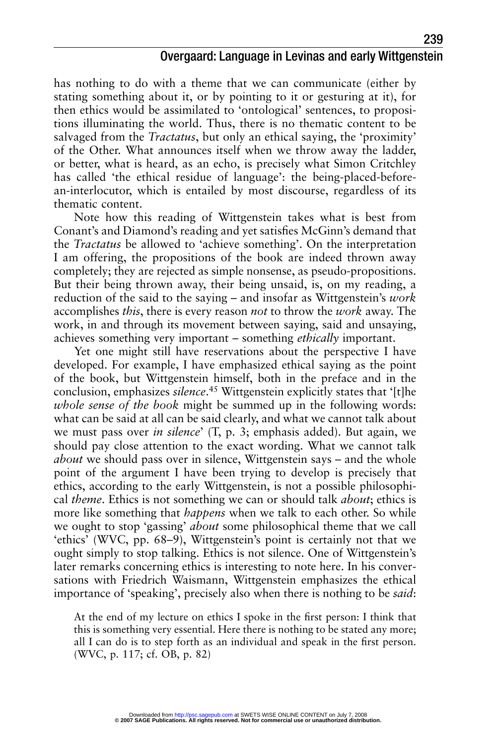has nothing to do with a theme that we can communicate (either by stating something about it, or by pointing to it or gesturing at it), for then ethics would be assimilated to 'ontological' sentences, to propositions illuminating the world. Thus, there is no thematic content to be salvaged from the *Tractatus*, but only an ethical saying, the 'proximity' of the Other. What announces itself when we throw away the ladder, or better, what is heard, as an echo, is precisely what Simon Critchley has called 'the ethical residue of language': the being-placed-before-an-interlocutor, which is entailed by most discourse, regardless of its thematic content.

Note how this reading of Wittgenstein takes what is best from Conant's and Diamond's reading and yet satisfies McGinn's demand that the *Tractatus* be allowed to 'achieve something'. On the interpretation I am offering, the propositions of the book are indeed thrown away completely; they are rejected as simple nonsense, as pseudo-propositions. But their being thrown away, their being unsaid, is, on my reading, a reduction of the said to the saying – and insofar as Wittgenstein's *work* accomplishes *this*, there is every reason *not* to throw the *work* away. The work, in and through its movement between saying, said and unsaying, achieves something very important – something *ethically* important.

Yet one might still have reservations about the perspective I have developed. For example, I have emphasized ethical saying as the point of the book, but Wittgenstein himself, both in the preface and in the conclusion, emphasizes *silence*.[45] Wittgenstein explicitly states that '[t]he *whole sense of the book* might be summed up in the following words: what can be said at all can be said clearly, and what we cannot talk about we must pass over *in silence*' (T, p. 3; emphasis added). But again, we should pay close attention to the exact wording. What we cannot talk *about* we should pass over in silence, Wittgenstein says – and the whole point of the argument I have been trying to develop is precisely that ethics, according to the early Wittgenstein, is not a possible philosophical *theme*. Ethics is not something we can or should talk *about*; ethics is more like something that *happens* when we talk to each other. So while we ought to stop 'gassing' *about* some philosophical theme that we call 'ethics' (WVC, pp. 68–9), Wittgenstein's point is certainly not that we ought simply to stop talking. Ethics is not silence. One of Wittgenstein's later remarks concerning ethics is interesting to note here. In his conversations with Friedrich Waismann, Wittgenstein emphasizes the ethical importance of 'speaking', precisely also when there is nothing to be *said*:

> At the end of my lecture on ethics I spoke in the first person: I think that this is something very essential. Here there is nothing to be stated any more; all I can do is to step forth as an individual and speak in the first person. (WVC, p. 117; cf. OB, p. 82)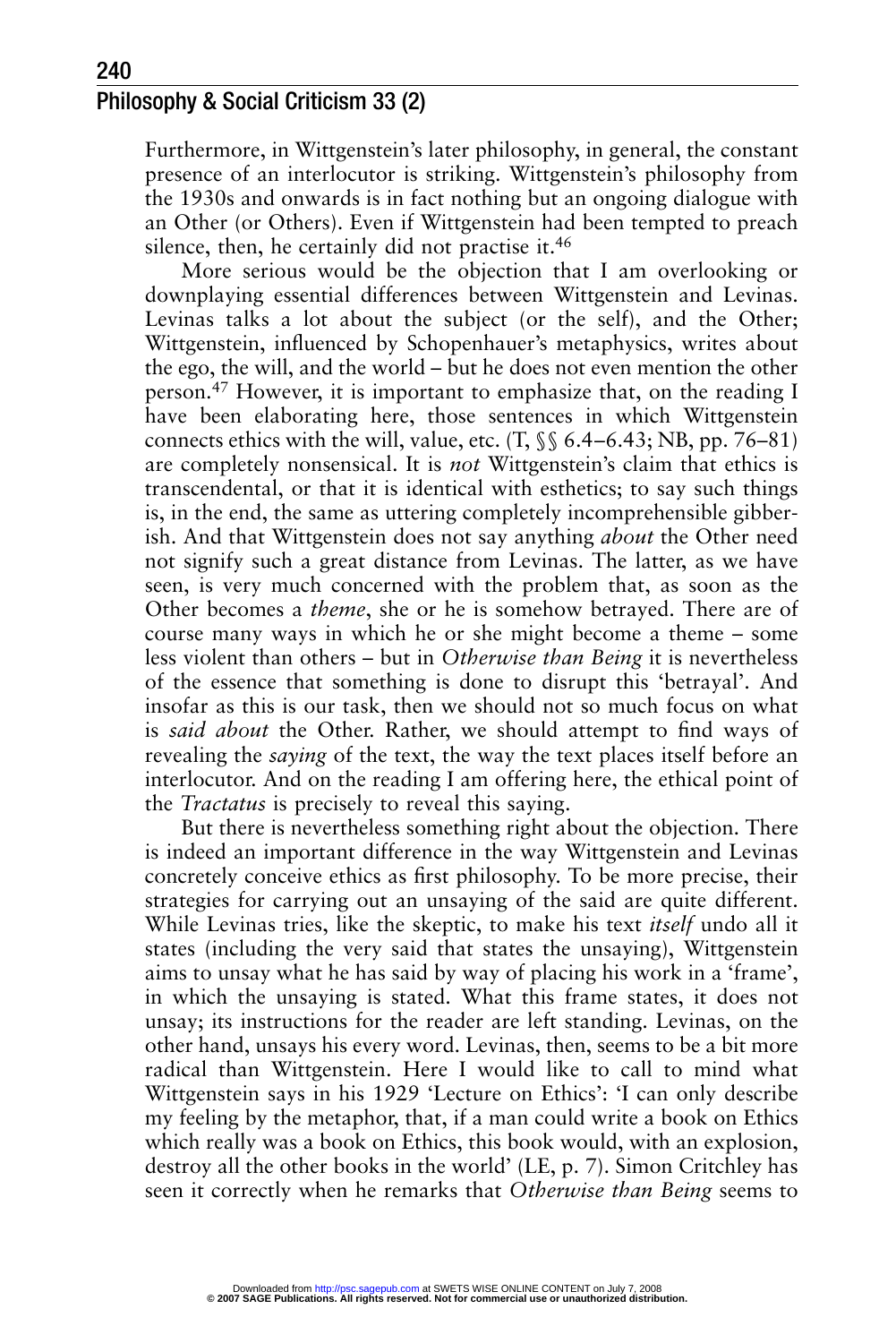Furthermore, in Wittgenstein's later philosophy, in general, the constant presence of an interlocutor is striking. Wittgenstein's philosophy from the 1930s and onwards is in fact nothing but an ongoing dialogue with an Other (or Others). Even if Wittgenstein had been tempted to preach silence, then, he certainly did not practise it.[46]

More serious would be the objection that I am overlooking or downplaying essential differences between Wittgenstein and Levinas. Levinas talks a lot about the subject (or the self), and the Other; Wittgenstein, influenced by Schopenhauer's metaphysics, writes about the ego, the will, and the world – but he does not even mention the other person.[47] However, it is important to emphasize that, on the reading I have been elaborating here, those sentences in which Wittgenstein connects ethics with the will, value, etc. (T, §§ 6.4–6.43; NB, pp. 76–81) are completely nonsensical. It is *not* Wittgenstein's claim that ethics is transcendental, or that it is identical with esthetics; to say such things is, in the end, the same as uttering completely incomprehensible gibberish. And that Wittgenstein does not say anything *about* the Other need not signify such a great distance from Levinas. The latter, as we have seen, is very much concerned with the problem that, as soon as the Other becomes a *theme*, she or he is somehow betrayed. There are of course many ways in which he or she might become a theme – some less violent than others – but in *Otherwise than Being* it is nevertheless of the essence that something is done to disrupt this 'betrayal'. And insofar as this is our task, then we should not so much focus on what is *said about* the Other. Rather, we should attempt to find ways of revealing the *saying* of the text, the way the text places itself before an interlocutor. And on the reading I am offering here, the ethical point of the *Tractatus* is precisely to reveal this saying.

But there is nevertheless something right about the objection. There is indeed an important difference in the way Wittgenstein and Levinas concretely conceive ethics as first philosophy. To be more precise, their strategies for carrying out an unsaying of the said are quite different. While Levinas tries, like the skeptic, to make his text *itself* undo all it states (including the very said that states the unsaying), Wittgenstein aims to unsay what he has said by way of placing his work in a 'frame', in which the unsaying is stated. What this frame states, it does not unsay; its instructions for the reader are left standing. Levinas, on the other hand, unsays his every word. Levinas, then, seems to be a bit more radical than Wittgenstein. Here I would like to call to mind what Wittgenstein says in his 1929 'Lecture on Ethics': 'I can only describe my feeling by the metaphor, that, if a man could write a book on Ethics which really was a book on Ethics, this book would, with an explosion, destroy all the other books in the world' (LE, p. 7). Simon Critchley has seen it correctly when he remarks that *Otherwise than Being* seems to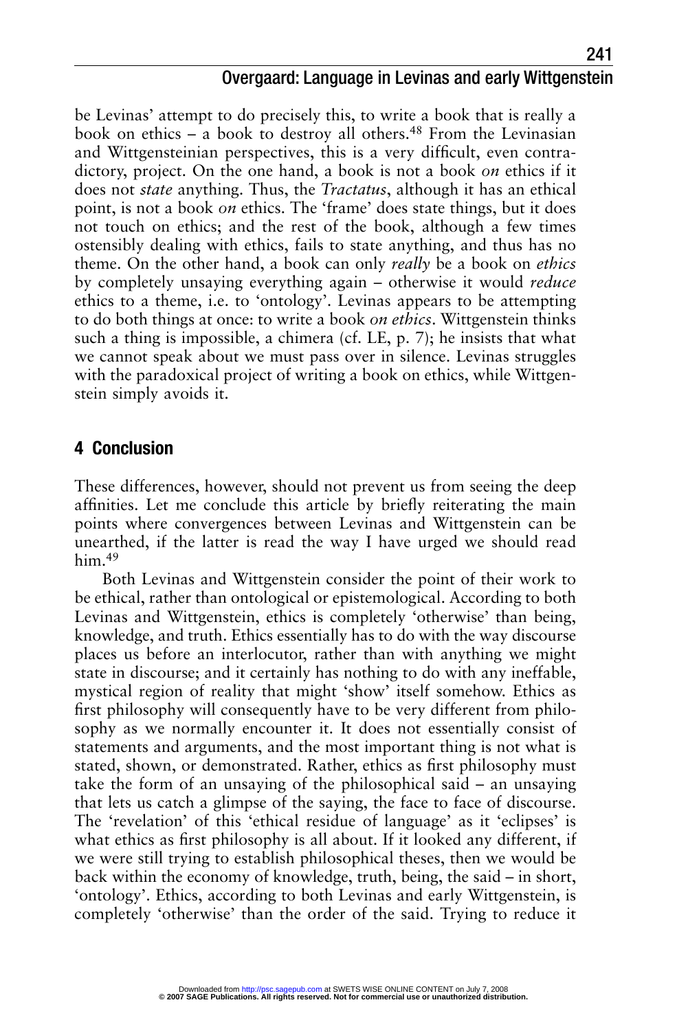be Levinas' attempt to do precisely this, to write a book that is really a book on ethics – a book to destroy all others.[48] From the Levinasian and Wittgensteinian perspectives, this is a very difficult, even contradictory, project. On the one hand, a book is not a book *on* ethics if it does not *state* anything. Thus, the *Tractatus*, although it has an ethical point, is not a book *on* ethics. The 'frame' does state things, but it does not touch on ethics; and the rest of the book, although a few times ostensibly dealing with ethics, fails to state anything, and thus has no theme. On the other hand, a book can only *really* be a book on *ethics* by completely unsaying everything again – otherwise it would *reduce* ethics to a theme, i.e. to 'ontology'. Levinas appears to be attempting to do both things at once: to write a book *on ethics*. Wittgenstein thinks such a thing is impossible, a chimera (cf. LE, p. 7); he insists that what we cannot speak about we must pass over in silence. Levinas struggles with the paradoxical project of writing a book on ethics, while Wittgenstein simply avoids it.

## 4 Conclusion

These differences, however, should not prevent us from seeing the deep affinities. Let me conclude this article by briefly reiterating the main points where convergences between Levinas and Wittgenstein can be unearthed, if the latter is read the way I have urged we should read him.[49]

Both Levinas and Wittgenstein consider the point of their work to be ethical, rather than ontological or epistemological. According to both Levinas and Wittgenstein, ethics is completely 'otherwise' than being, knowledge, and truth. Ethics essentially has to do with the way discourse places us before an interlocutor, rather than with anything we might state in discourse; and it certainly has nothing to do with any ineffable, mystical region of reality that might 'show' itself somehow. Ethics as first philosophy will consequently have to be very different from philosophy as we normally encounter it. It does not essentially consist of statements and arguments, and the most important thing is not what is stated, shown, or demonstrated. Rather, ethics as first philosophy must take the form of an unsaying of the philosophical said – an unsaying that lets us catch a glimpse of the saying, the face to face of discourse. The 'revelation' of this 'ethical residue of language' as it 'eclipses' is what ethics as first philosophy is all about. If it looked any different, if we were still trying to establish philosophical theses, then we would be back within the economy of knowledge, truth, being, the said – in short, 'ontology'. Ethics, according to both Levinas and early Wittgenstein, is completely 'otherwise' than the order of the said. Trying to reduce it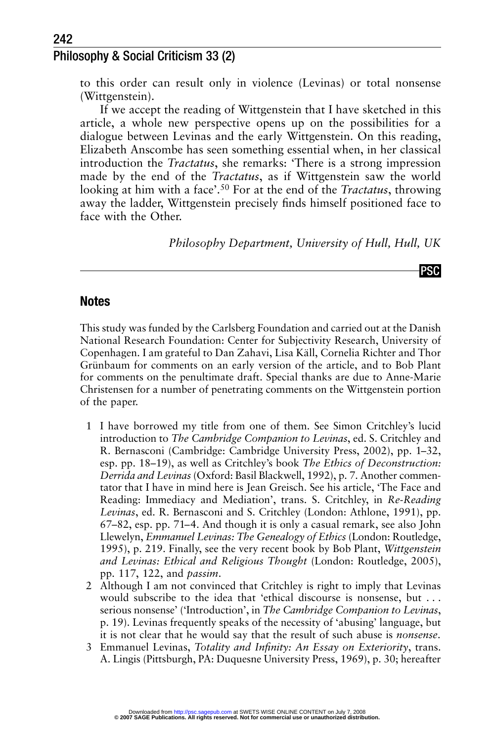to this order can result only in violence (Levinas) or total nonsense (Wittgenstein).

If we accept the reading of Wittgenstein that I have sketched in this article, a whole new perspective opens up on the possibilities for a dialogue between Levinas and the early Wittgenstein. On this reading, Elizabeth Anscombe has seen something essential when, in her classical introduction the *Tractatus*, she remarks: 'There is a strong impression made by the end of the *Tractatus*, as if Wittgenstein saw the world looking at him with a face'.[50] For at the end of the *Tractatus*, throwing away the ladder, Wittgenstein precisely finds himself positioned face to face with the Other.

*Philosophy Department, University of Hull, Hull, UK*

## Notes

This study was funded by the Carlsberg Foundation and carried out at the Danish National Research Foundation: Center for Subjectivity Research, University of Copenhagen. I am grateful to Dan Zahavi, Lisa Käll, Cornelia Richter and Thor Grünbaum for comments on an early version of the article, and to Bob Plant for comments on the penultimate draft. Special thanks are due to Anne-Marie Christensen for a number of penetrating comments on the Wittgenstein portion of the paper.

1 I have borrowed my title from one of them. See Simon Critchley's lucid introduction to *The Cambridge Companion to Levinas*, ed. S. Critchley and R. Bernasconi (Cambridge: Cambridge University Press, 2002), pp. 1–32, esp. pp. 18–19), as well as Critchley's book *The Ethics of Deconstruction: Derrida and Levinas* (Oxford: Basil Blackwell, 1992), p. 7. Another commentator that I have in mind here is Jean Greisch. See his article, 'The Face and Reading: Immediacy and Mediation', trans. S. Critchley, in *Re-Reading Levinas*, ed. R. Bernasconi and S. Critchley (London: Athlone, 1991), pp. 67–82, esp. pp. 71–4. And though it is only a casual remark, see also John Llewelyn, *Emmanuel Levinas: The Genealogy of Ethics* (London: Routledge, 1995), p. 219. Finally, see the very recent book by Bob Plant, *Wittgenstein and Levinas: Ethical and Religious Thought* (London: Routledge, 2005), pp. 117, 122, and *passim*.

2 Although I am not convinced that Critchley is right to imply that Levinas would subscribe to the idea that 'ethical discourse is nonsense, but . . . serious nonsense' ('Introduction', in *The Cambridge Companion to Levinas*, p. 19). Levinas frequently speaks of the necessity of 'abusing' language, but it is not clear that he would say that the result of such abuse is *nonsense*.

3 Emmanuel Levinas, *Totality and Infinity: An Essay on Exteriority*, trans. A. Lingis (Pittsburgh, PA: Duquesne University Press, 1969), p. 30; hereafter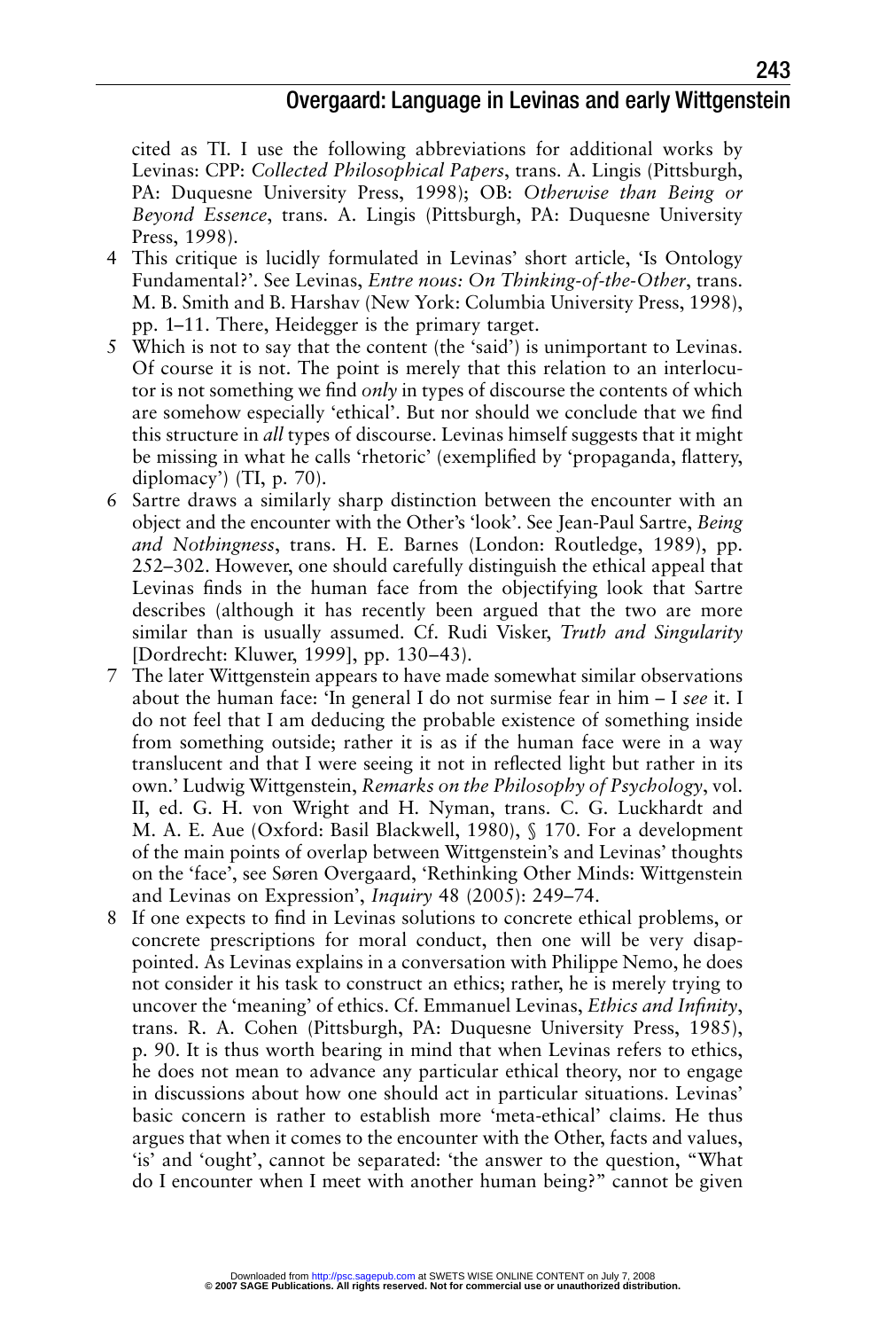cited as TI. I use the following abbreviations for additional works by Levinas: CPP: *Collected Philosophical Papers*, trans. A. Lingis (Pittsburgh, PA: Duquesne University Press, 1998); OB: *Otherwise than Being or Beyond Essence*, trans. A. Lingis (Pittsburgh, PA: Duquesne University Press, 1998).

4 This critique is lucidly formulated in Levinas' short article, 'Is Ontology Fundamental?'. See Levinas, *Entre nous: On Thinking-of-the-Other*, trans. M. B. Smith and B. Harshav (New York: Columbia University Press, 1998), pp. 1–11. There, Heidegger is the primary target.

5 Which is not to say that the content (the 'said') is unimportant to Levinas. Of course it is not. The point is merely that this relation to an interlocutor is not something we find *only* in types of discourse the contents of which are somehow especially 'ethical'. But nor should we conclude that we find this structure in *all* types of discourse. Levinas himself suggests that it might be missing in what he calls 'rhetoric' (exemplified by 'propaganda, flattery, diplomacy') (TI, p. 70).

6 Sartre draws a similarly sharp distinction between the encounter with an object and the encounter with the Other's 'look'. See Jean-Paul Sartre, *Being and Nothingness*, trans. H. E. Barnes (London: Routledge, 1989), pp. 252–302. However, one should carefully distinguish the ethical appeal that Levinas finds in the human face from the objectifying look that Sartre describes (although it has recently been argued that the two are more similar than is usually assumed. Cf. Rudi Visker, *Truth and Singularity* [Dordrecht: Kluwer, 1999], pp. 130–43).

7 The later Wittgenstein appears to have made somewhat similar observations about the human face: 'In general I do not surmise fear in him – I *see* it. I do not feel that I am deducing the probable existence of something inside from something outside; rather it is as if the human face were in a way translucent and that I were seeing it not in reflected light but rather in its own.' Ludwig Wittgenstein, *Remarks on the Philosophy of Psychology*, vol. II, ed. G. H. von Wright and H. Nyman, trans. C. G. Luckhardt and M. A. E. Aue (Oxford: Basil Blackwell, 1980), § 170. For a development of the main points of overlap between Wittgenstein's and Levinas' thoughts on the 'face', see Søren Overgaard, 'Rethinking Other Minds: Wittgenstein and Levinas on Expression', *Inquiry* 48 (2005): 249–74.

8 If one expects to find in Levinas solutions to concrete ethical problems, or concrete prescriptions for moral conduct, then one will be very disappointed. As Levinas explains in a conversation with Philippe Nemo, he does not consider it his task to construct an ethics; rather, he is merely trying to uncover the 'meaning' of ethics. Cf. Emmanuel Levinas, *Ethics and Infinity*, trans. R. A. Cohen (Pittsburgh, PA: Duquesne University Press, 1985), p. 90. It is thus worth bearing in mind that when Levinas refers to ethics, he does not mean to advance any particular ethical theory, nor to engage in discussions about how one should act in particular situations. Levinas' basic concern is rather to establish more 'meta-ethical' claims. He thus argues that when it comes to the encounter with the Other, facts and values, 'is' and 'ought', cannot be separated: 'the answer to the question, "What do I encounter when I meet with another human being?" cannot be given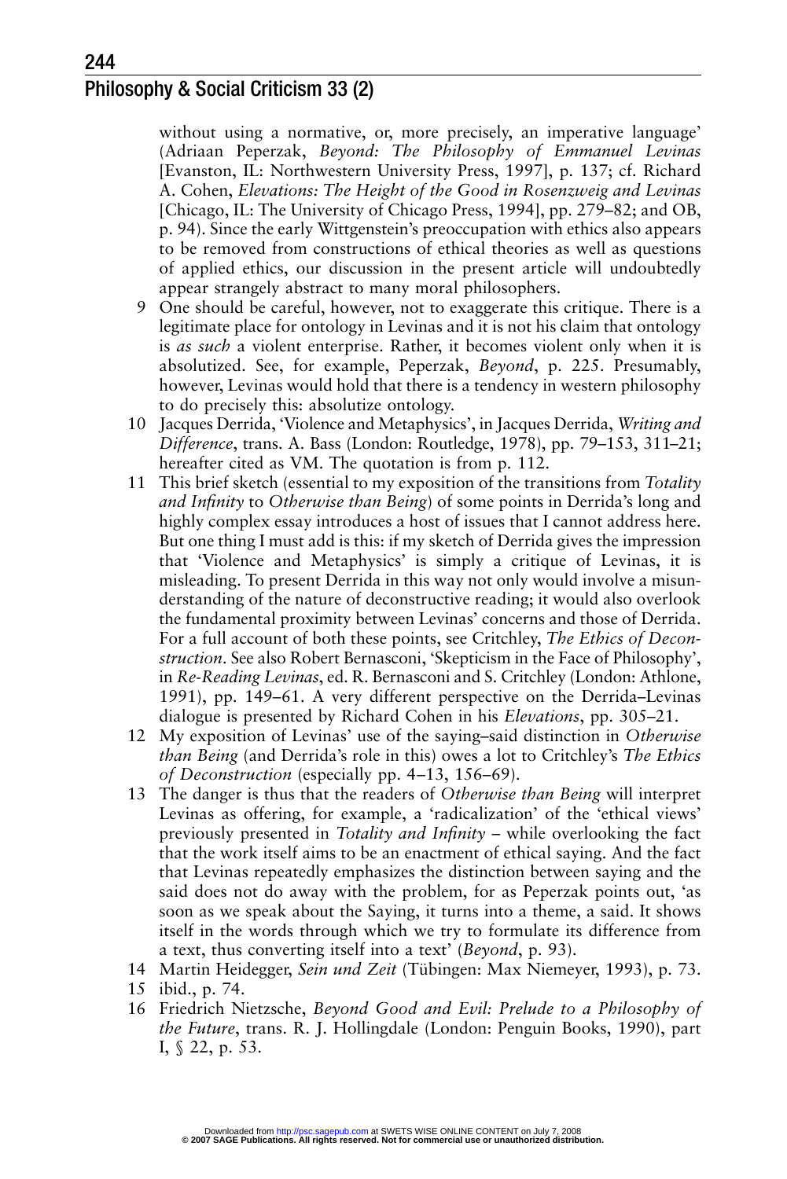without using a normative, or, more precisely, an imperative language' (Adriaan Peperzak, *Beyond: The Philosophy of Emmanuel Levinas* [Evanston, IL: Northwestern University Press, 1997], p. 137; cf. Richard A. Cohen, *Elevations: The Height of the Good in Rosenzweig and Levinas* [Chicago, IL: The University of Chicago Press, 1994], pp. 279–82; and OB, p. 94). Since the early Wittgenstein's preoccupation with ethics also appears to be removed from constructions of ethical theories as well as questions of applied ethics, our discussion in the present article will undoubtedly appear strangely abstract to many moral philosophers.

9 One should be careful, however, not to exaggerate this critique. There is a legitimate place for ontology in Levinas and it is not his claim that ontology is *as such* a violent enterprise. Rather, it becomes violent only when it is absolutized. See, for example, Peperzak, *Beyond*, p. 225. Presumably, however, Levinas would hold that there is a tendency in western philosophy to do precisely this: absolutize ontology.

10 Jacques Derrida, 'Violence and Metaphysics', in Jacques Derrida, *Writing and Difference*, trans. A. Bass (London: Routledge, 1978), pp. 79–153, 311–21; hereafter cited as VM. The quotation is from p. 112.

11 This brief sketch (essential to my exposition of the transitions from *Totality and Infinity* to *Otherwise than Being*) of some points in Derrida's long and highly complex essay introduces a host of issues that I cannot address here. But one thing I must add is this: if my sketch of Derrida gives the impression that 'Violence and Metaphysics' is simply a critique of Levinas, it is misleading. To present Derrida in this way not only would involve a misunderstanding of the nature of deconstructive reading; it would also overlook the fundamental proximity between Levinas' concerns and those of Derrida. For a full account of both these points, see Critchley, *The Ethics of Deconstruction*. See also Robert Bernasconi, 'Skepticism in the Face of Philosophy', in *Re-Reading Levinas*, ed. R. Bernasconi and S. Critchley (London: Athlone, 1991), pp. 149–61. A very different perspective on the Derrida–Levinas dialogue is presented by Richard Cohen in his *Elevations*, pp. 305–21.

12 My exposition of Levinas' use of the saying–said distinction in *Otherwise than Being* (and Derrida's role in this) owes a lot to Critchley's *The Ethics of Deconstruction* (especially pp. 4–13, 156–69).

13 The danger is thus that the readers of *Otherwise than Being* will interpret Levinas as offering, for example, a 'radicalization' of the 'ethical views' previously presented in *Totality and Infinity* – while overlooking the fact that the work itself aims to be an enactment of ethical saying. And the fact that Levinas repeatedly emphasizes the distinction between saying and the said does not do away with the problem, for as Peperzak points out, 'as soon as we speak about the Saying, it turns into a theme, a said. It shows itself in the words through which we try to formulate its difference from a text, thus converting itself into a text' (*Beyond*, p. 93).

14 Martin Heidegger, *Sein und Zeit* (Tübingen: Max Niemeyer, 1993), p. 73.

15 ibid., p. 74.

16 Friedrich Nietzsche, *Beyond Good and Evil: Prelude to a Philosophy of the Future*, trans. R. J. Hollingdale (London: Penguin Books, 1990), part I, § 22, p. 53.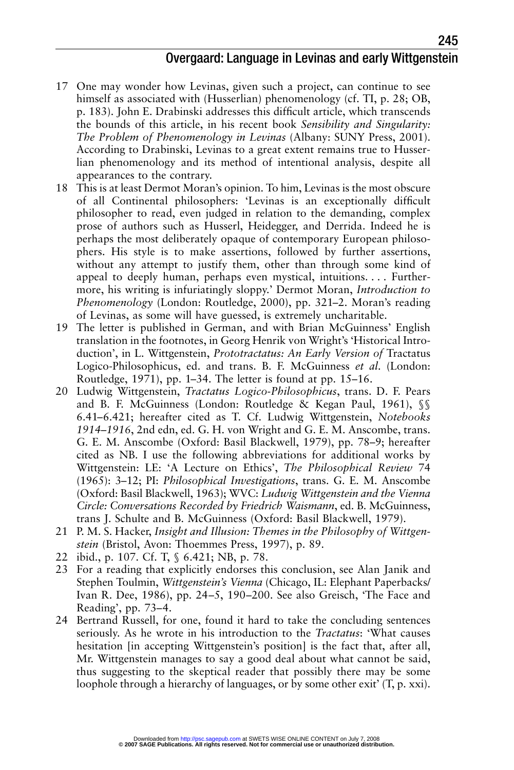17 One may wonder how Levinas, given such a project, can continue to see himself as associated with (Husserlian) phenomenology (cf. TI, p. 28; OB, p. 183). John E. Drabinski addresses this difficult article, which transcends the bounds of this article, in his recent book *Sensibility and Singularity: The Problem of Phenomenology in Levinas* (Albany: SUNY Press, 2001). According to Drabinski, Levinas to a great extent remains true to Husserlian phenomenology and its method of intentional analysis, despite all appearances to the contrary.

18 This is at least Dermot Moran's opinion. To him, Levinas is the most obscure of all Continental philosophers: 'Levinas is an exceptionally difficult philosopher to read, even judged in relation to the demanding, complex prose of authors such as Husserl, Heidegger, and Derrida. Indeed he is perhaps the most deliberately opaque of contemporary European philosophers. His style is to make assertions, followed by further assertions, without any attempt to justify them, other than through some kind of appeal to deeply human, perhaps even mystical, intuitions. . . . Furthermore, his writing is infuriatingly sloppy.' Dermot Moran, *Introduction to Phenomenology* (London: Routledge, 2000), pp. 321–2. Moran's reading of Levinas, as some will have guessed, is extremely uncharitable.

19 The letter is published in German, and with Brian McGuinness' English translation in the footnotes, in Georg Henrik von Wright's 'Historical Introduction', in L. Wittgenstein, *Prototractatus: An Early Version of* Tractatus Logico-Philosophicus, ed. and trans. B. F. McGuinness *et al.* (London: Routledge, 1971), pp. 1–34. The letter is found at pp. 15–16.

20 Ludwig Wittgenstein, *Tractatus Logico-Philosophicus*, trans. D. F. Pears and B. F. McGuinness (London: Routledge & Kegan Paul, 1961), §§ 6.41–6.421; hereafter cited as T. Cf. Ludwig Wittgenstein, *Notebooks 1914–1916*, 2nd edn, ed. G. H. von Wright and G. E. M. Anscombe, trans. G. E. M. Anscombe (Oxford: Basil Blackwell, 1979), pp. 78–9; hereafter cited as NB. I use the following abbreviations for additional works by Wittgenstein: LE: 'A Lecture on Ethics', *The Philosophical Review* 74 (1965): 3–12; PI: *Philosophical Investigations*, trans. G. E. M. Anscombe (Oxford: Basil Blackwell, 1963); WVC: *Ludwig Wittgenstein and the Vienna Circle: Conversations Recorded by Friedrich Waismann*, ed. B. McGuinness, trans J. Schulte and B. McGuinness (Oxford: Basil Blackwell, 1979).

21 P. M. S. Hacker, *Insight and Illusion: Themes in the Philosophy of Wittgenstein* (Bristol, Avon: Thoemmes Press, 1997), p. 89.

22 ibid., p. 107. Cf. T, § 6.421; NB, p. 78.

23 For a reading that explicitly endorses this conclusion, see Alan Janik and Stephen Toulmin, *Wittgenstein's Vienna* (Chicago, IL: Elephant Paperbacks/ Ivan R. Dee, 1986), pp. 24–5, 190–200. See also Greisch, 'The Face and Reading', pp. 73–4.

24 Bertrand Russell, for one, found it hard to take the concluding sentences seriously. As he wrote in his introduction to the *Tractatus*: 'What causes hesitation [in accepting Wittgenstein's position] is the fact that, after all, Mr. Wittgenstein manages to say a good deal about what cannot be said, thus suggesting to the skeptical reader that possibly there may be some loophole through a hierarchy of languages, or by some other exit' (T, p. xxi).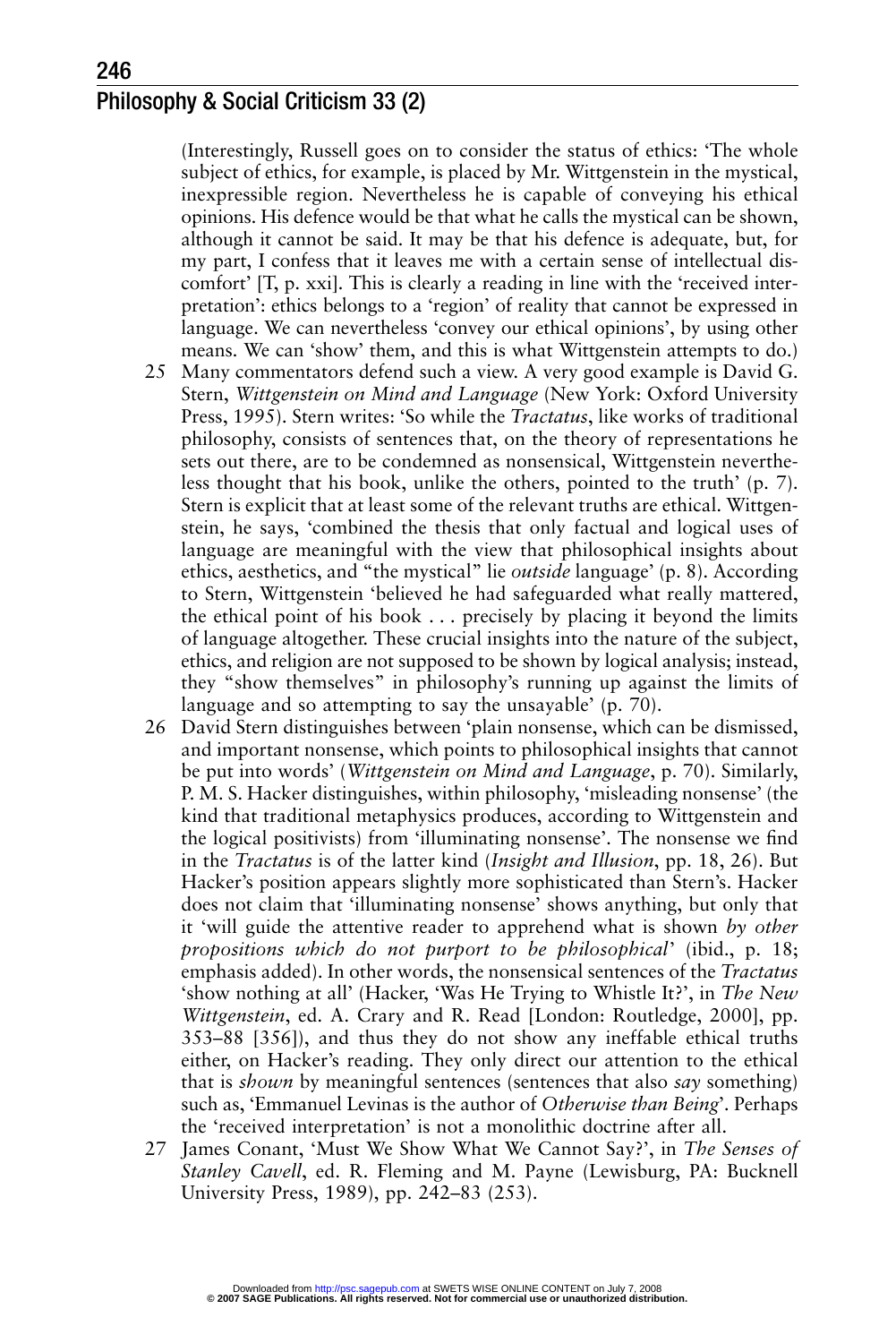(Interestingly, Russell goes on to consider the status of ethics: 'The whole subject of ethics, for example, is placed by Mr. Wittgenstein in the mystical, inexpressible region. Nevertheless he is capable of conveying his ethical opinions. His defence would be that what he calls the mystical can be shown, although it cannot be said. It may be that his defence is adequate, but, for my part, I confess that it leaves me with a certain sense of intellectual discomfort' [T, p. xxi]. This is clearly a reading in line with the 'received interpretation': ethics belongs to a 'region' of reality that cannot be expressed in language. We can nevertheless 'convey our ethical opinions', by using other means. We can 'show' them, and this is what Wittgenstein attempts to do.)

25 Many commentators defend such a view. A very good example is David G. Stern, *Wittgenstein on Mind and Language* (New York: Oxford University Press, 1995). Stern writes: 'So while the *Tractatus*, like works of traditional philosophy, consists of sentences that, on the theory of representations he sets out there, are to be condemned as nonsensical, Wittgenstein nevertheless thought that his book, unlike the others, pointed to the truth' (p. 7). Stern is explicit that at least some of the relevant truths are ethical. Wittgenstein, he says, 'combined the thesis that only factual and logical uses of language are meaningful with the view that philosophical insights about ethics, aesthetics, and "the mystical" lie *outside* language' (p. 8). According to Stern, Wittgenstein 'believed he had safeguarded what really mattered, the ethical point of his book . . . precisely by placing it beyond the limits of language altogether. These crucial insights into the nature of the subject, ethics, and religion are not supposed to be shown by logical analysis; instead, they "show themselves" in philosophy's running up against the limits of language and so attempting to say the unsayable' (p. 70).

26 David Stern distinguishes between 'plain nonsense, which can be dismissed, and important nonsense, which points to philosophical insights that cannot be put into words' (*Wittgenstein on Mind and Language*, p. 70). Similarly, P. M. S. Hacker distinguishes, within philosophy, 'misleading nonsense' (the kind that traditional metaphysics produces, according to Wittgenstein and the logical positivists) from 'illuminating nonsense'. The nonsense we find in the *Tractatus* is of the latter kind (*Insight and Illusion*, pp. 18, 26). But Hacker's position appears slightly more sophisticated than Stern's. Hacker does not claim that 'illuminating nonsense' shows anything, but only that it 'will guide the attentive reader to apprehend what is shown *by other propositions which do not purport to be philosophical*' (ibid., p. 18; emphasis added). In other words, the nonsensical sentences of the *Tractatus* 'show nothing at all' (Hacker, 'Was He Trying to Whistle It?', in *The New Wittgenstein*, ed. A. Crary and R. Read [London: Routledge, 2000], pp. 353–88 [356]), and thus they do not show any ineffable ethical truths either, on Hacker's reading. They only direct our attention to the ethical that is *shown* by meaningful sentences (sentences that also *say* something) such as, 'Emmanuel Levinas is the author of *Otherwise than Being*'. Perhaps the 'received interpretation' is not a monolithic doctrine after all.

27 James Conant, 'Must We Show What We Cannot Say?', in *The Senses of Stanley Cavell*, ed. R. Fleming and M. Payne (Lewisburg, PA: Bucknell University Press, 1989), pp. 242–83 (253).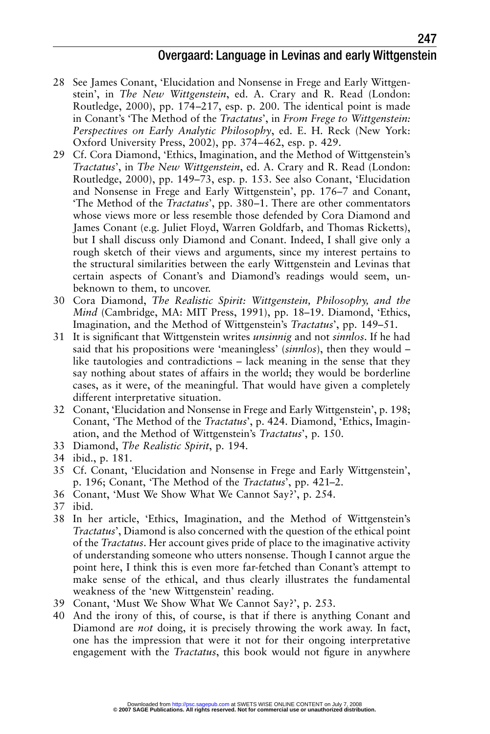28 See James Conant, 'Elucidation and Nonsense in Frege and Early Wittgenstein', in *The New Wittgenstein*, ed. A. Crary and R. Read (London: Routledge, 2000), pp. 174–217, esp. p. 200. The identical point is made in Conant's 'The Method of the *Tractatus*', in *From Frege to Wittgenstein: Perspectives on Early Analytic Philosophy*, ed. E. H. Reck (New York: Oxford University Press, 2002), pp. 374–462, esp. p. 429.

29 Cf. Cora Diamond, 'Ethics, Imagination, and the Method of Wittgenstein's *Tractatus*', in *The New Wittgenstein*, ed. A. Crary and R. Read (London: Routledge, 2000), pp. 149–73, esp. p. 153. See also Conant, 'Elucidation and Nonsense in Frege and Early Wittgenstein', pp. 176–7 and Conant, 'The Method of the *Tractatus*', pp. 380–1. There are other commentators whose views more or less resemble those defended by Cora Diamond and James Conant (e.g. Juliet Floyd, Warren Goldfarb, and Thomas Ricketts), but I shall discuss only Diamond and Conant. Indeed, I shall give only a rough sketch of their views and arguments, since my interest pertains to the structural similarities between the early Wittgenstein and Levinas that certain aspects of Conant's and Diamond's readings would seem, unbeknown to them, to uncover.

30 Cora Diamond, *The Realistic Spirit: Wittgenstein, Philosophy, and the Mind* (Cambridge, MA: MIT Press, 1991), pp. 18–19. Diamond, 'Ethics, Imagination, and the Method of Wittgenstein's *Tractatus*', pp. 149–51.

31 It is significant that Wittgenstein writes *unsinnig* and not *sinnlos*. If he had said that his propositions were 'meaningless' (*sinnlos*), then they would – like tautologies and contradictions – lack meaning in the sense that they say nothing about states of affairs in the world; they would be borderline cases, as it were, of the meaningful. That would have given a completely different interpretative situation.

32 Conant, 'Elucidation and Nonsense in Frege and Early Wittgenstein', p. 198; Conant, 'The Method of the *Tractatus*', p. 424. Diamond, 'Ethics, Imagination, and the Method of Wittgenstein's *Tractatus*', p. 150.

33 Diamond, *The Realistic Spirit*, p. 194.

34 ibid., p. 181.

35 Cf. Conant, 'Elucidation and Nonsense in Frege and Early Wittgenstein', p. 196; Conant, 'The Method of the *Tractatus*', pp. 421–2.

36 Conant, 'Must We Show What We Cannot Say?', p. 254.

37 ibid.

38 In her article, 'Ethics, Imagination, and the Method of Wittgenstein's *Tractatus*', Diamond is also concerned with the question of the ethical point of the *Tractatus*. Her account gives pride of place to the imaginative activity of understanding someone who utters nonsense. Though I cannot argue the point here, I think this is even more far-fetched than Conant's attempt to make sense of the ethical, and thus clearly illustrates the fundamental weakness of the 'new Wittgenstein' reading.

39 Conant, 'Must We Show What We Cannot Say?', p. 253.

40 And the irony of this, of course, is that if there is anything Conant and Diamond are *not* doing, it is precisely throwing the work away. In fact, one has the impression that were it not for their ongoing interpretative engagement with the *Tractatus*, this book would not figure in anywhere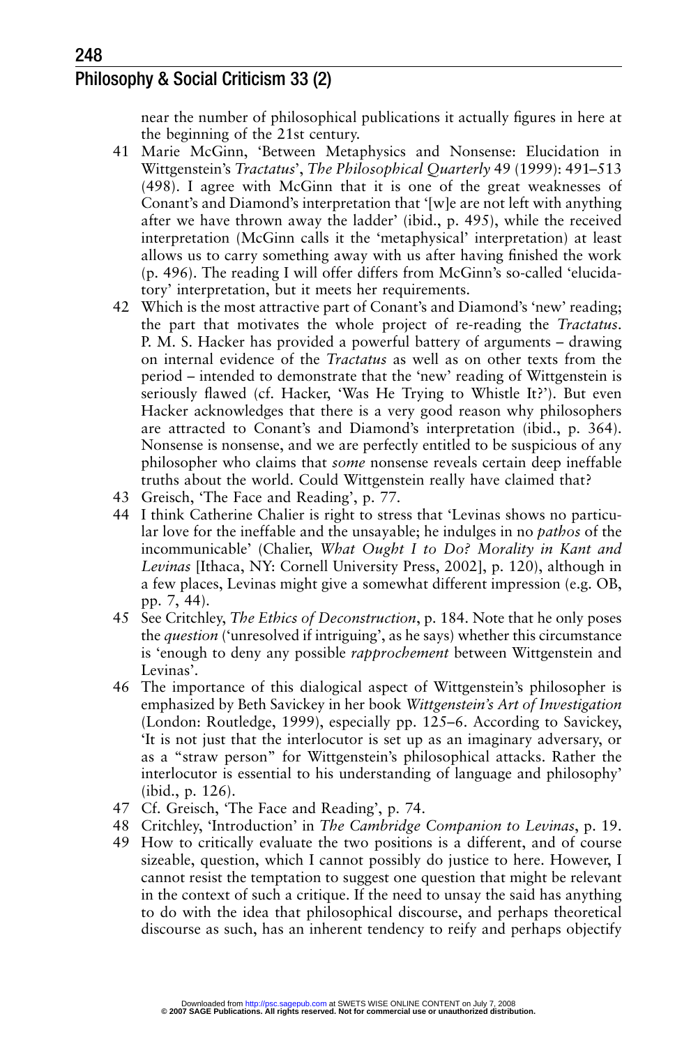near the number of philosophical publications it actually figures in here at the beginning of the 21st century.

41 Marie McGinn, 'Between Metaphysics and Nonsense: Elucidation in Wittgenstein's *Tractatus*', *The Philosophical Quarterly* 49 (1999): 491–513 (498). I agree with McGinn that it is one of the great weaknesses of Conant's and Diamond's interpretation that '[w]e are not left with anything after we have thrown away the ladder' (ibid., p. 495), while the received interpretation (McGinn calls it the 'metaphysical' interpretation) at least allows us to carry something away with us after having finished the work (p. 496). The reading I will offer differs from McGinn's so-called 'elucidatory' interpretation, but it meets her requirements.

42 Which is the most attractive part of Conant's and Diamond's 'new' reading; the part that motivates the whole project of re-reading the *Tractatus*. P. M. S. Hacker has provided a powerful battery of arguments – drawing on internal evidence of the *Tractatus* as well as on other texts from the period – intended to demonstrate that the 'new' reading of Wittgenstein is seriously flawed (cf. Hacker, 'Was He Trying to Whistle It?'). But even Hacker acknowledges that there is a very good reason why philosophers are attracted to Conant's and Diamond's interpretation (ibid., p. 364). Nonsense is nonsense, and we are perfectly entitled to be suspicious of any philosopher who claims that *some* nonsense reveals certain deep ineffable truths about the world. Could Wittgenstein really have claimed that?

43 Greisch, 'The Face and Reading', p. 77.

44 I think Catherine Chalier is right to stress that 'Levinas shows no particular love for the ineffable and the unsayable; he indulges in no *pathos* of the incommunicable' (Chalier, *What Ought I to Do? Morality in Kant and Levinas* [Ithaca, NY: Cornell University Press, 2002], p. 120), although in a few places, Levinas might give a somewhat different impression (e.g. OB, pp. 7, 44).

45 See Critchley, *The Ethics of Deconstruction*, p. 184. Note that he only poses the *question* ('unresolved if intriguing', as he says) whether this circumstance is 'enough to deny any possible *rapprochement* between Wittgenstein and Levinas'.

46 The importance of this dialogical aspect of Wittgenstein's philosopher is emphasized by Beth Savickey in her book *Wittgenstein's Art of Investigation* (London: Routledge, 1999), especially pp. 125–6. According to Savickey, 'It is not just that the interlocutor is set up as an imaginary adversary, or as a "straw person" for Wittgenstein's philosophical attacks. Rather the interlocutor is essential to his understanding of language and philosophy' (ibid., p. 126).

47 Cf. Greisch, 'The Face and Reading', p. 74.

48 Critchley, 'Introduction' in *The Cambridge Companion to Levinas*, p. 19.

49 How to critically evaluate the two positions is a different, and of course sizeable, question, which I cannot possibly do justice to here. However, I cannot resist the temptation to suggest one question that might be relevant in the context of such a critique. If the need to unsay the said has anything to do with the idea that philosophical discourse, and perhaps theoretical discourse as such, has an inherent tendency to reify and perhaps objectify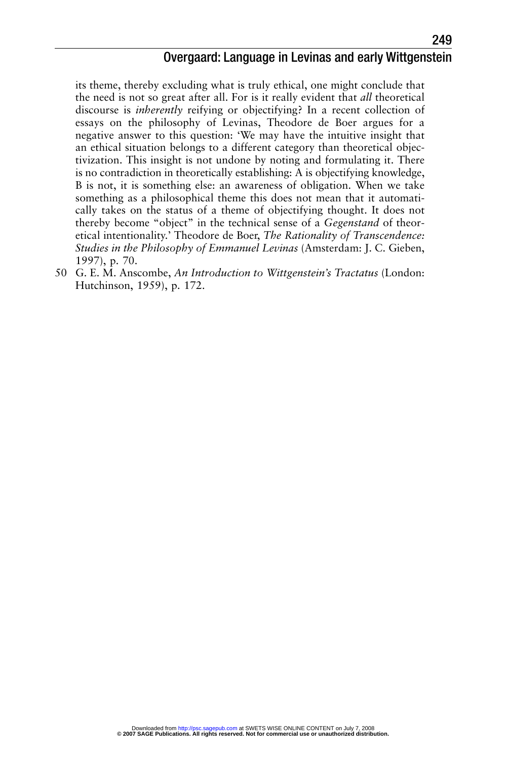its theme, thereby excluding what is truly ethical, one might conclude that the need is not so great after all. For is it really evident that *all* theoretical discourse is *inherently* reifying or objectifying? In a recent collection of essays on the philosophy of Levinas, Theodore de Boer argues for a negative answer to this question: 'We may have the intuitive insight that an ethical situation belongs to a different category than theoretical objectivization. This insight is not undone by noting and formulating it. There is no contradiction in theoretically establishing: A is objectifying knowledge, B is not, it is something else: an awareness of obligation. When we take something as a philosophical theme this does not mean that it automatically takes on the status of a theme of objectifying thought. It does not thereby become "object" in the technical sense of a *Gegenstand* of theoretical intentionality.' Theodore de Boer, *The Rationality of Transcendence: Studies in the Philosophy of Emmanuel Levinas* (Amsterdam: J. C. Gieben, 1997), p. 70.

50 G. E. M. Anscombe, *An Introduction to Wittgenstein's Tractatus* (London: Hutchinson, 1959), p. 172.